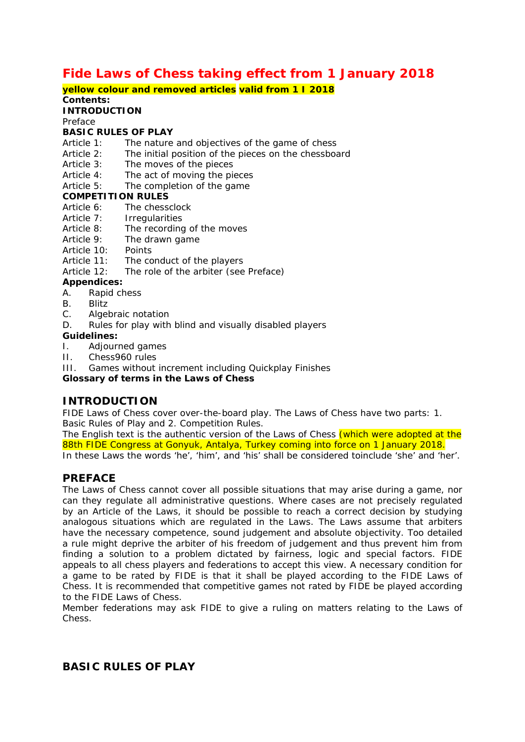# Fide Laws of Chess taking effect from 1 January 2018

**yellow colour and removed articles valid from 1 I 2018**

**Contents:**

**INTRODUCTION**

Preface

**BASIC RULES OF PLAY**

Article 1: The nature and objectives of the game of chess
Article 2: The initial position of the pieces on the chessboard
Article 3: The moves of the pieces
Article 4: The act of moving the pieces
Article 5: The completion of the game

**COMPETITION RULES**

Article 6: The chessclock
Article 7: Irregularities
Article 8: The recording of the moves
Article 9: The drawn game
Article 10: Points
Article 11: The conduct of the players
Article 12: The role of the arbiter (see Preface)

**Appendices:**

A. Rapid chess
B. Blitz
C. Algebraic notation
D. Rules for play with blind and visually disabled players

**Guidelines:**

I. Adjourned games
II. Chess960 rules
III. Games without increment including Quickplay Finishes

**Glossary of terms in the Laws of Chess**

## INTRODUCTION

FIDE Laws of Chess cover over-the-board play. The Laws of Chess have two parts: 1. Basic Rules of Play and 2. Competition Rules.

The English text is the authentic version of the Laws of Chess (which were adopted at the 88th FIDE Congress at Gonyuk, Antalya, Turkey coming into force on 1 January 2018.

In these Laws the words 'he', 'him', and 'his' shall be considered toinclude 'she' and 'her'.

## PREFACE

The Laws of Chess cannot cover all possible situations that may arise during a game, nor can they regulate all administrative questions. Where cases are not precisely regulated by an Article of the Laws, it should be possible to reach a correct decision by studying analogous situations which are regulated in the Laws. The Laws assume that arbiters have the necessary competence, sound judgement and absolute objectivity. Too detailed a rule might deprive the arbiter of his freedom of judgement and thus prevent him from finding a solution to a problem dictated by fairness, logic and special factors. FIDE appeals to all chess players and federations to accept this view. A necessary condition for a game to be rated by FIDE is that it shall be played according to the FIDE Laws of Chess. It is recommended that competitive games not rated by FIDE be played according to the FIDE Laws of Chess.

Member federations may ask FIDE to give a ruling on matters relating to the Laws of Chess.

## BASIC RULES OF PLAY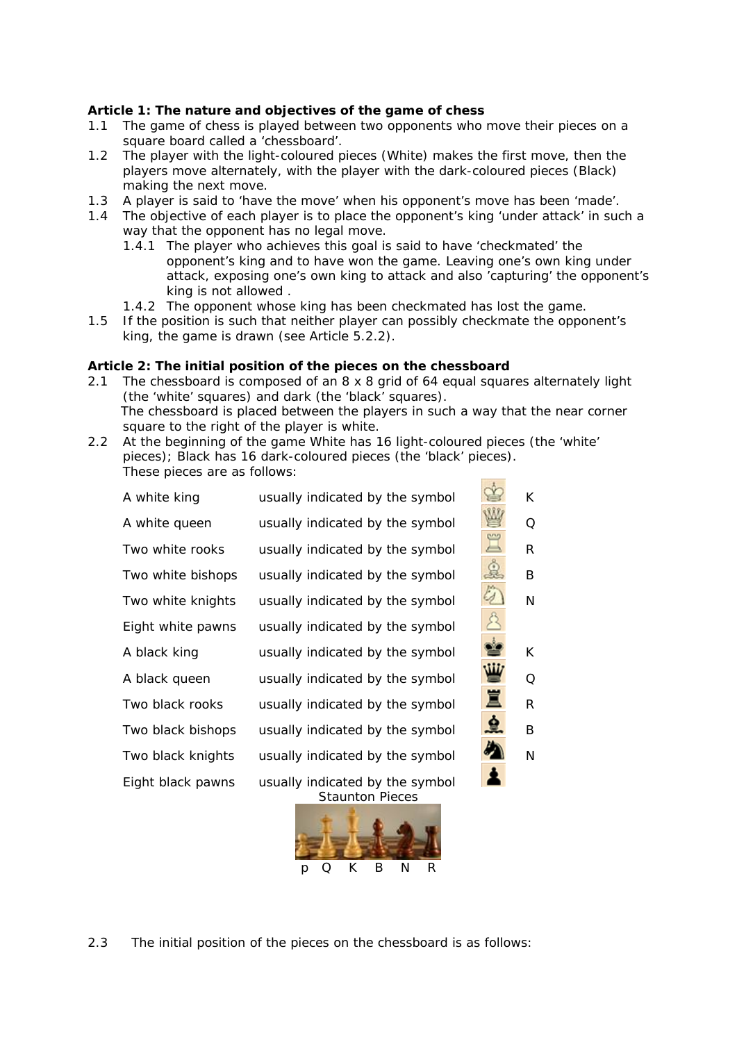**Article 1: The nature and objectives of the game of chess**

1.1 The game of chess is played between two opponents who move their pieces on a square board called a 'chessboard'.

1.2 The player with the light-coloured pieces (White) makes the first move, then the players move alternately, with the player with the dark-coloured pieces (Black) making the next move.

1.3 A player is said to 'have the move' when his opponent's move has been 'made'.

1.4 The objective of each player is to place the opponent's king 'under attack' in such a way that the opponent has no legal move.

 1.4.1 The player who achieves this goal is said to have 'checkmated' the opponent's king and to have won the game. Leaving one's own king under attack, exposing one's own king to attack and also 'capturing' the opponent's king is not allowed .

 1.4.2 The opponent whose king has been checkmated has lost the game.

1.5 If the position is such that neither player can possibly checkmate the opponent's king, the game is drawn (see Article 5.2.2).

**Article 2: The initial position of the pieces on the chessboard**

2.1 The chessboard is composed of an 8 x 8 grid of 64 equal squares alternately light (the 'white' squares) and dark (the 'black' squares).
The chessboard is placed between the players in such a way that the near corner square to the right of the player is white.

2.2 At the beginning of the game White has 16 light-coloured pieces (the 'white' pieces); Black has 16 dark-coloured pieces (the 'black' pieces).
These pieces are as follows:

| | | | |
|---|---|---|---|
| A white king | usually indicated by the symbol | ♔ | K |
| A white queen | usually indicated by the symbol | ♕ | Q |
| Two white rooks | usually indicated by the symbol | ♖ | R |
| Two white bishops | usually indicated by the symbol | ♗ | B |
| Two white knights | usually indicated by the symbol | ♘ | N |
| Eight white pawns | usually indicated by the symbol | ♙ | |
| A black king | usually indicated by the symbol | ♚ | K |
| A black queen | usually indicated by the symbol | ♛ | Q |
| Two black rooks | usually indicated by the symbol | ♜ | R |
| Two black bishops | usually indicated by the symbol | ♝ | B |
| Two black knights | usually indicated by the symbol | ♞ | N |
| Eight black pawns | usually indicated by the symbol | ♟ | |

Staunton Pieces

p Q K B N R

2.3 The initial position of the pieces on the chessboard is as follows: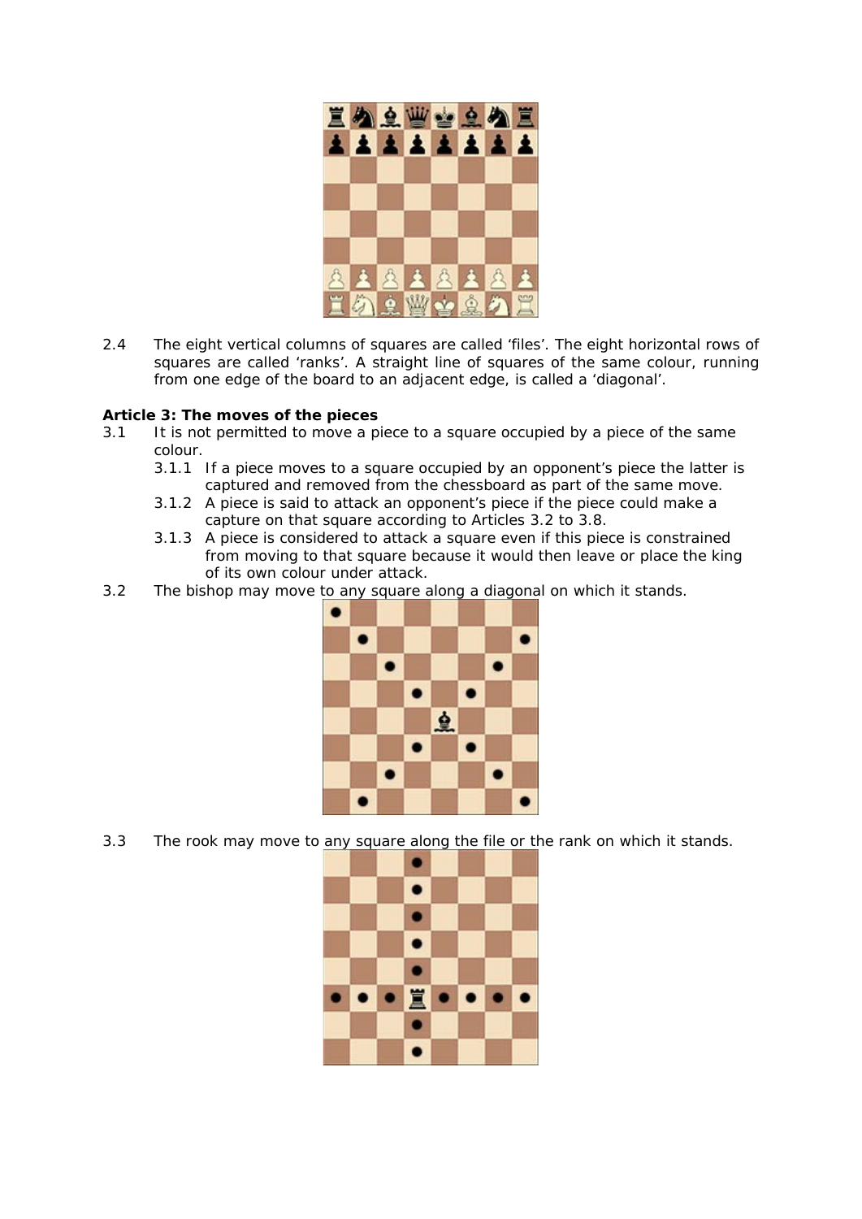2.4 The eight vertical columns of squares are called 'files'. The eight horizontal rows of squares are called 'ranks'. A straight line of squares of the same colour, running from one edge of the board to an adjacent edge, is called a 'diagonal'.

**Article 3: The moves of the pieces**

3.1 It is not permitted to move a piece to a square occupied by a piece of the same colour.

- 3.1.1 If a piece moves to a square occupied by an opponent's piece the latter is captured and removed from the chessboard as part of the same move.
- 3.1.2 A piece is said to attack an opponent's piece if the piece could make a capture on that square according to Articles 3.2 to 3.8.
- 3.1.3 A piece is considered to attack a square even if this piece is constrained from moving to that square because it would then leave or place the king of its own colour under attack.

3.2 The bishop may move to any square along a diagonal on which it stands.

3.3 The rook may move to any square along the file or the rank on which it stands.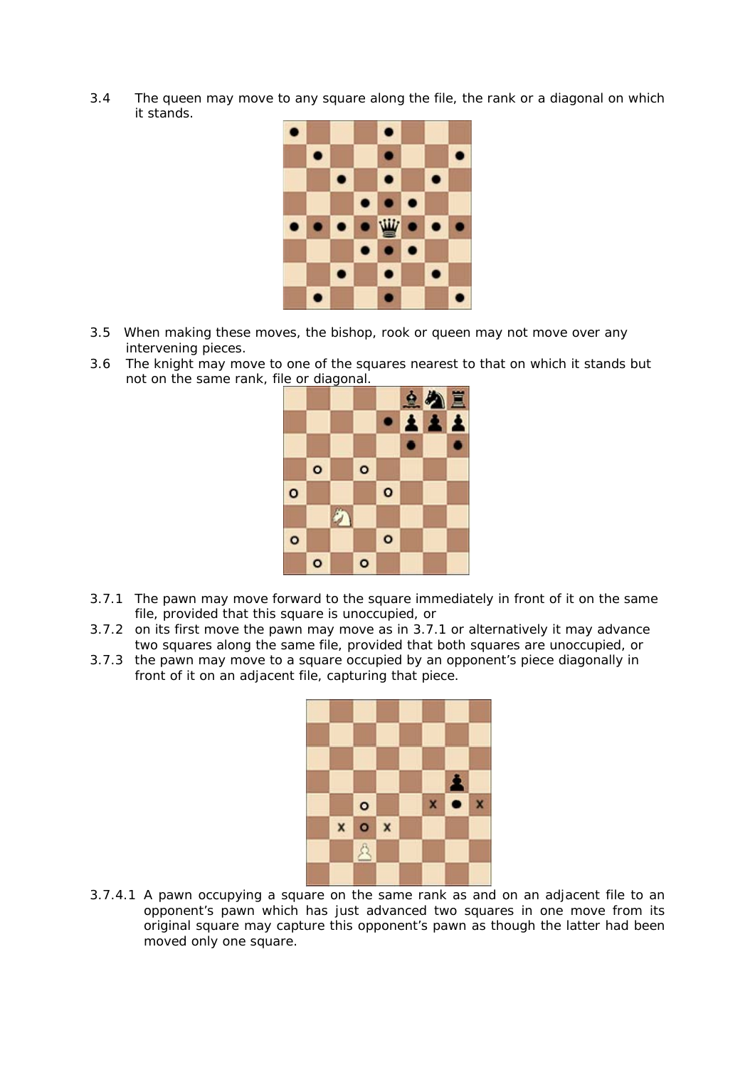3.4 The queen may move to any square along the file, the rank or a diagonal on which it stands.

3.5 When making these moves, the bishop, rook or queen may not move over any intervening pieces.

3.6 The knight may move to one of the squares nearest to that on which it stands but not on the same rank, file or diagonal.

3.7.1 The pawn may move forward to the square immediately in front of it on the same file, provided that this square is unoccupied, or

3.7.2 on its first move the pawn may move as in 3.7.1 or alternatively it may advance two squares along the same file, provided that both squares are unoccupied, or

3.7.3 the pawn may move to a square occupied by an opponent's piece diagonally in front of it on an adjacent file, capturing that piece.

3.7.4.1 A pawn occupying a square on the same rank as and on an adjacent file to an opponent's pawn which has just advanced two squares in one move from its original square may capture this opponent's pawn as though the latter had been moved only one square.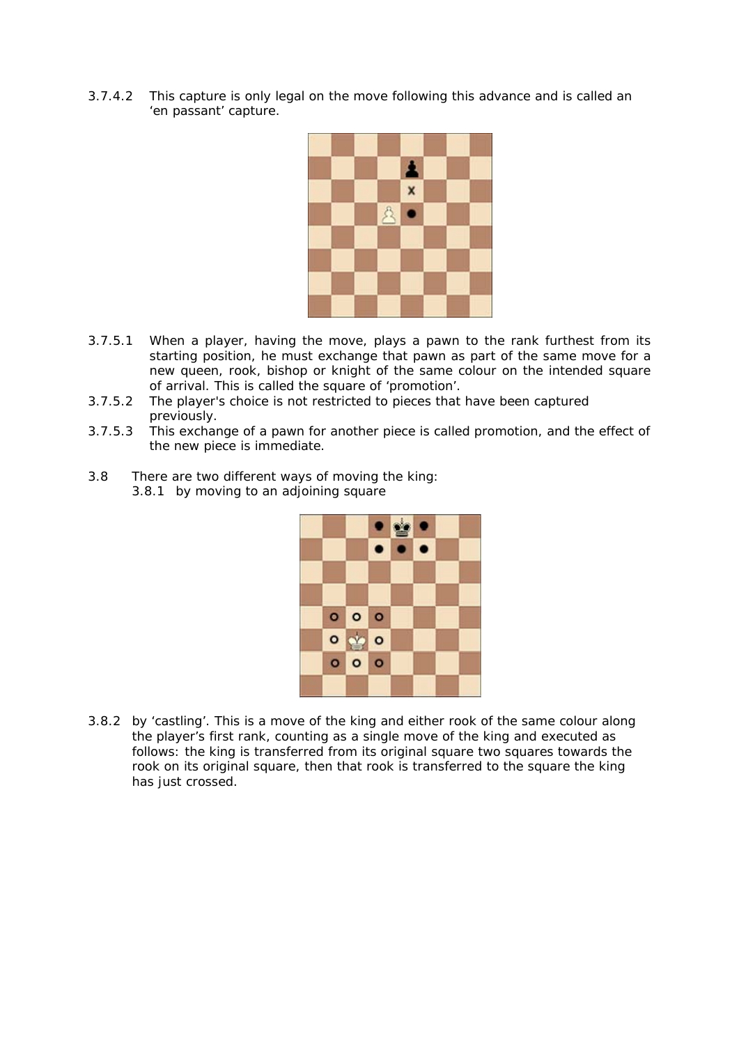3.7.4.2 This capture is only legal on the move following this advance and is called an 'en passant' capture.

3.7.5.1 When a player, having the move, plays a pawn to the rank furthest from its starting position, he must exchange that pawn as part of the same move for a new queen, rook, bishop or knight of the same colour on the intended square of arrival. This is called the square of 'promotion'.

3.7.5.2 The player's choice is not restricted to pieces that have been captured previously.

3.7.5.3 This exchange of a pawn for another piece is called promotion, and the effect of the new piece is immediate.

3.8 There are two different ways of moving the king:

3.8.1 by moving to an adjoining square

3.8.2 by 'castling'. This is a move of the king and either rook of the same colour along the player's first rank, counting as a single move of the king and executed as follows: the king is transferred from its original square two squares towards the rook on its original square, then that rook is transferred to the square the king has just crossed.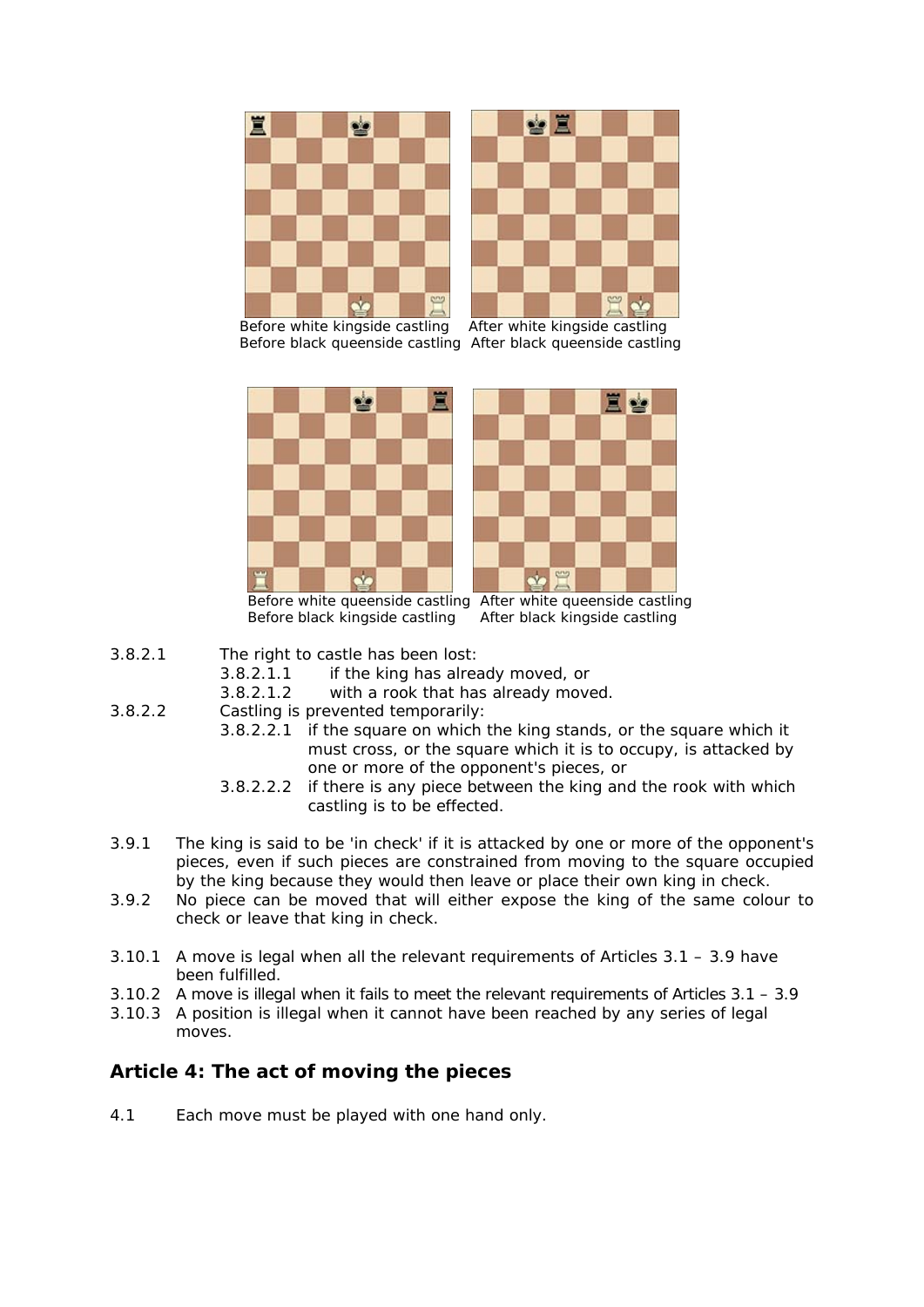Before white kingside castling Before black queenside castling

After white kingside castling After black queenside castling

Before white queenside castling Before black kingside castling

After white queenside castling After black kingside castling

3.8.2.1 The right to castle has been lost:

- 3.8.2.1.1 if the king has already moved, or
- 3.8.2.1.2 with a rook that has already moved.

3.8.2.2 Castling is prevented temporarily:

- 3.8.2.2.1 if the square on which the king stands, or the square which it must cross, or the square which it is to occupy, is attacked by one or more of the opponent's pieces, or
- 3.8.2.2.2 if there is any piece between the king and the rook with which castling is to be effected.

3.9.1 The king is said to be 'in check' if it is attacked by one or more of the opponent's pieces, even if such pieces are constrained from moving to the square occupied by the king because they would then leave or place their own king in check.

3.9.2 No piece can be moved that will either expose the king of the same colour to check or leave that king in check.

3.10.1 A move is legal when all the relevant requirements of Articles 3.1 – 3.9 have been fulfilled.

3.10.2 A move is illegal when it fails to meet the relevant requirements of Articles 3.1 – 3.9

3.10.3 A position is illegal when it cannot have been reached by any series of legal moves.

## Article 4: The act of moving the pieces

4.1 Each move must be played with one hand only.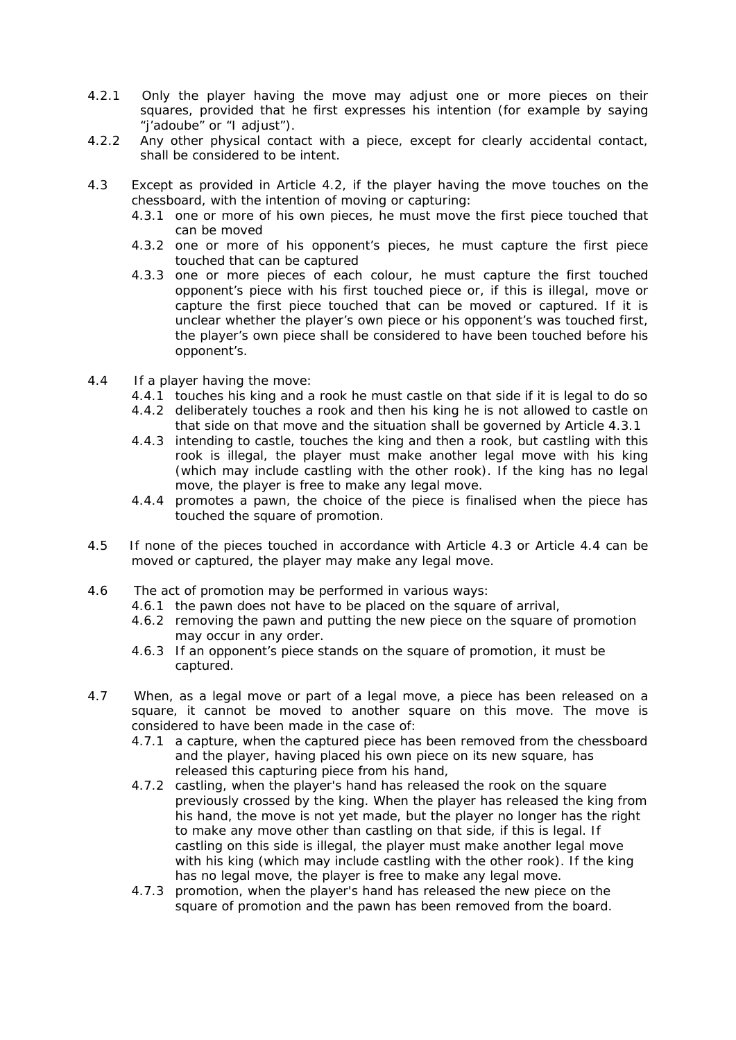4.2.1 Only the player having the move may adjust one or more pieces on their squares, provided that he first expresses his intention (for example by saying "j'adoube" or "I adjust").

4.2.2 Any other physical contact with a piece, except for clearly accidental contact, shall be considered to be intent.

4.3 Except as provided in Article 4.2, if the player having the move touches on the chessboard, with the intention of moving or capturing:

- 4.3.1 one or more of his own pieces, he must move the first piece touched that can be moved
- 4.3.2 one or more of his opponent's pieces, he must capture the first piece touched that can be captured
- 4.3.3 one or more pieces of each colour, he must capture the first touched opponent's piece with his first touched piece or, if this is illegal, move or capture the first piece touched that can be moved or captured. If it is unclear whether the player's own piece or his opponent's was touched first, the player's own piece shall be considered to have been touched before his opponent's.

4.4 If a player having the move:

- 4.4.1 touches his king and a rook he must castle on that side if it is legal to do so
- 4.4.2 deliberately touches a rook and then his king he is not allowed to castle on that side on that move and the situation shall be governed by Article 4.3.1
- 4.4.3 intending to castle, touches the king and then a rook, but castling with this rook is illegal, the player must make another legal move with his king (which may include castling with the other rook). If the king has no legal move, the player is free to make any legal move.
- 4.4.4 promotes a pawn, the choice of the piece is finalised when the piece has touched the square of promotion.

4.5 If none of the pieces touched in accordance with Article 4.3 or Article 4.4 can be moved or captured, the player may make any legal move.

4.6 The act of promotion may be performed in various ways:

- 4.6.1 the pawn does not have to be placed on the square of arrival,
- 4.6.2 removing the pawn and putting the new piece on the square of promotion may occur in any order.
- 4.6.3 If an opponent's piece stands on the square of promotion, it must be captured.

4.7 When, as a legal move or part of a legal move, a piece has been released on a square, it cannot be moved to another square on this move. The move is considered to have been made in the case of:

- 4.7.1 a capture, when the captured piece has been removed from the chessboard and the player, having placed his own piece on its new square, has released this capturing piece from his hand,
- 4.7.2 castling, when the player's hand has released the rook on the square previously crossed by the king. When the player has released the king from his hand, the move is not yet made, but the player no longer has the right to make any move other than castling on that side, if this is legal. If castling on this side is illegal, the player must make another legal move with his king (which may include castling with the other rook). If the king has no legal move, the player is free to make any legal move.
- 4.7.3 promotion, when the player's hand has released the new piece on the square of promotion and the pawn has been removed from the board.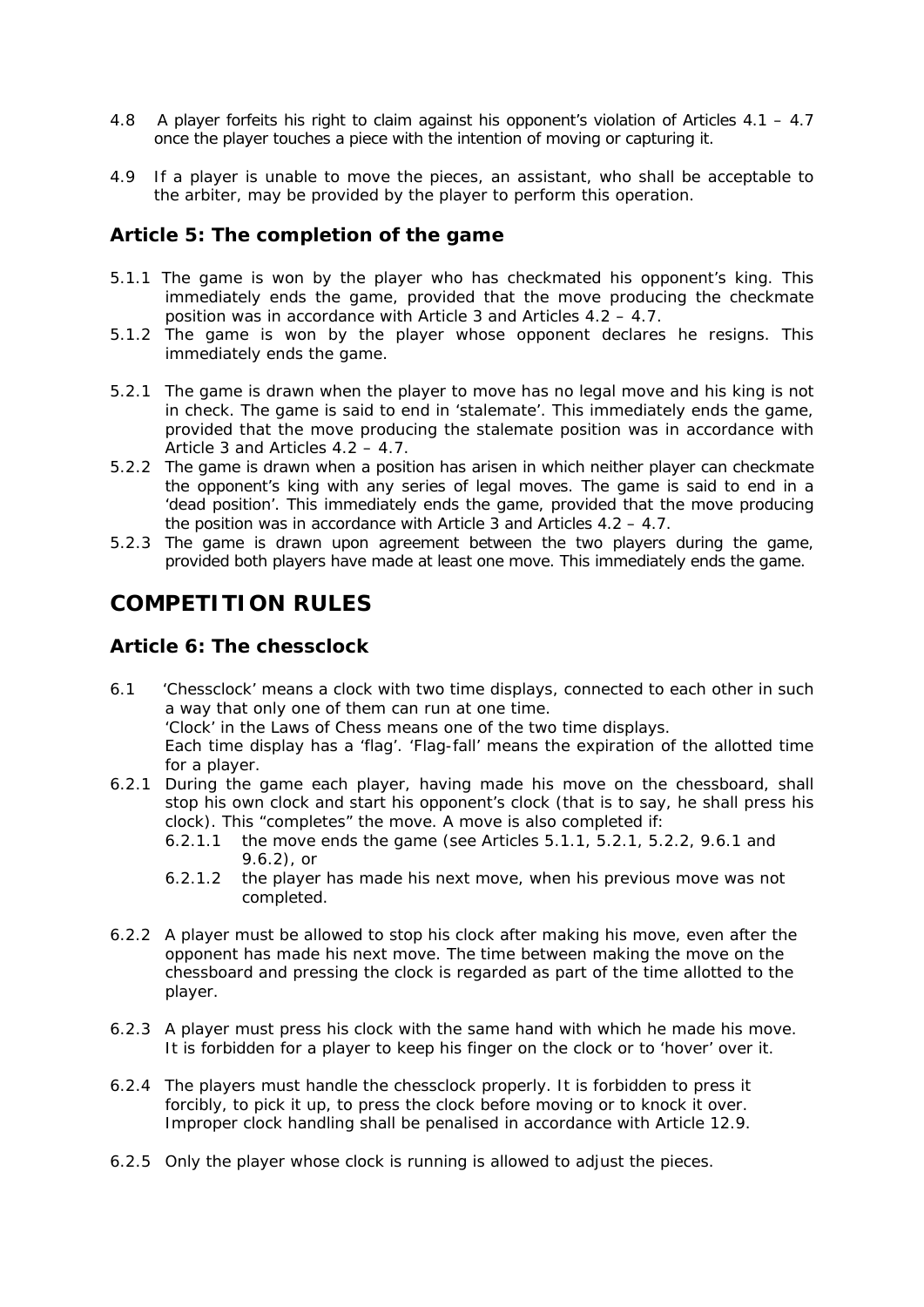4.8 A player forfeits his right to claim against his opponent's violation of Articles 4.1 – 4.7 once the player touches a piece with the intention of moving or capturing it.

4.9 If a player is unable to move the pieces, an assistant, who shall be acceptable to the arbiter, may be provided by the player to perform this operation.

### Article 5: The completion of the game

5.1.1 The game is won by the player who has checkmated his opponent's king. This immediately ends the game, provided that the move producing the checkmate position was in accordance with Article 3 and Articles 4.2 – 4.7.

5.1.2 The game is won by the player whose opponent declares he resigns. This immediately ends the game.

5.2.1 The game is drawn when the player to move has no legal move and his king is not in check. The game is said to end in 'stalemate'. This immediately ends the game, provided that the move producing the stalemate position was in accordance with Article 3 and Articles 4.2 – 4.7.

5.2.2 The game is drawn when a position has arisen in which neither player can checkmate the opponent's king with any series of legal moves. The game is said to end in a 'dead position'. This immediately ends the game, provided that the move producing the position was in accordance with Article 3 and Articles 4.2 – 4.7.

5.2.3 The game is drawn upon agreement between the two players during the game, provided both players have made at least one move. This immediately ends the game.

## COMPETITION RULES

### Article 6: The chessclock

6.1 'Chessclock' means a clock with two time displays, connected to each other in such a way that only one of them can run at one time.
'Clock' in the Laws of Chess means one of the two time displays.
Each time display has a 'flag'. 'Flag-fall' means the expiration of the allotted time for a player.

6.2.1 During the game each player, having made his move on the chessboard, shall stop his own clock and start his opponent's clock (that is to say, he shall press his clock). This "completes" the move. A move is also completed if:

- 6.2.1.1 the move ends the game (see Articles 5.1.1, 5.2.1, 5.2.2, 9.6.1 and 9.6.2), or
- 6.2.1.2 the player has made his next move, when his previous move was not completed.

6.2.2 A player must be allowed to stop his clock after making his move, even after the opponent has made his next move. The time between making the move on the chessboard and pressing the clock is regarded as part of the time allotted to the player.

6.2.3 A player must press his clock with the same hand with which he made his move. It is forbidden for a player to keep his finger on the clock or to 'hover' over it.

6.2.4 The players must handle the chessclock properly. It is forbidden to press it forcibly, to pick it up, to press the clock before moving or to knock it over. Improper clock handling shall be penalised in accordance with Article 12.9.

6.2.5 Only the player whose clock is running is allowed to adjust the pieces.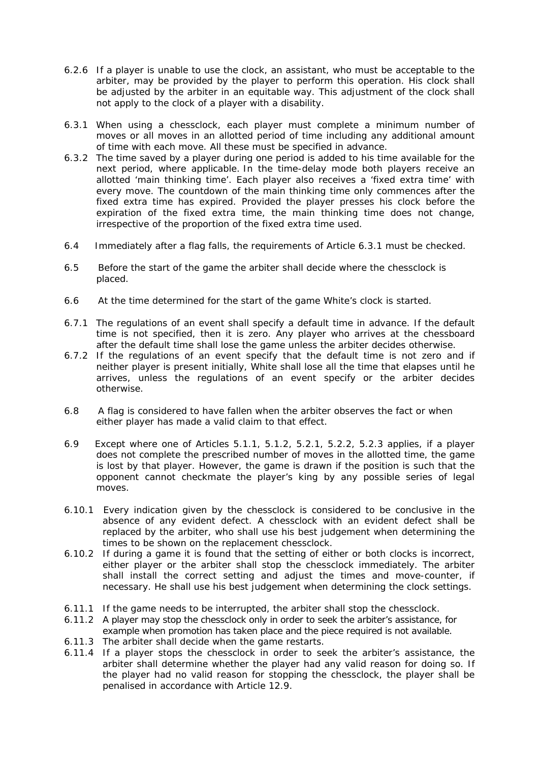6.2.6 If a player is unable to use the clock, an assistant, who must be acceptable to the arbiter, may be provided by the player to perform this operation. His clock shall be adjusted by the arbiter in an equitable way. This adjustment of the clock shall not apply to the clock of a player with a disability.

6.3.1 When using a chessclock, each player must complete a minimum number of moves or all moves in an allotted period of time including any additional amount of time with each move. All these must be specified in advance.

6.3.2 The time saved by a player during one period is added to his time available for the next period, where applicable. In the time-delay mode both players receive an allotted 'main thinking time'. Each player also receives a 'fixed extra time' with every move. The countdown of the main thinking time only commences after the fixed extra time has expired. Provided the player presses his clock before the expiration of the fixed extra time, the main thinking time does not change, irrespective of the proportion of the fixed extra time used.

6.4 Immediately after a flag falls, the requirements of Article 6.3.1 must be checked.

6.5 Before the start of the game the arbiter shall decide where the chessclock is placed.

6.6 At the time determined for the start of the game White's clock is started.

6.7.1 The regulations of an event shall specify a default time in advance. If the default time is not specified, then it is zero. Any player who arrives at the chessboard after the default time shall lose the game unless the arbiter decides otherwise.

6.7.2 If the regulations of an event specify that the default time is not zero and if neither player is present initially, White shall lose all the time that elapses until he arrives, unless the regulations of an event specify or the arbiter decides otherwise.

6.8 A flag is considered to have fallen when the arbiter observes the fact or when either player has made a valid claim to that effect.

6.9 Except where one of Articles 5.1.1, 5.1.2, 5.2.1, 5.2.2, 5.2.3 applies, if a player does not complete the prescribed number of moves in the allotted time, the game is lost by that player. However, the game is drawn if the position is such that the opponent cannot checkmate the player's king by any possible series of legal moves.

6.10.1 Every indication given by the chessclock is considered to be conclusive in the absence of any evident defect. A chessclock with an evident defect shall be replaced by the arbiter, who shall use his best judgement when determining the times to be shown on the replacement chessclock.

6.10.2 If during a game it is found that the setting of either or both clocks is incorrect, either player or the arbiter shall stop the chessclock immediately. The arbiter shall install the correct setting and adjust the times and move-counter, if necessary. He shall use his best judgement when determining the clock settings.

6.11.1 If the game needs to be interrupted, the arbiter shall stop the chessclock.

6.11.2 A player may stop the chessclock only in order to seek the arbiter's assistance, for example when promotion has taken place and the piece required is not available.

6.11.3 The arbiter shall decide when the game restarts.

6.11.4 If a player stops the chessclock in order to seek the arbiter's assistance, the arbiter shall determine whether the player had any valid reason for doing so. If the player had no valid reason for stopping the chessclock, the player shall be penalised in accordance with Article 12.9.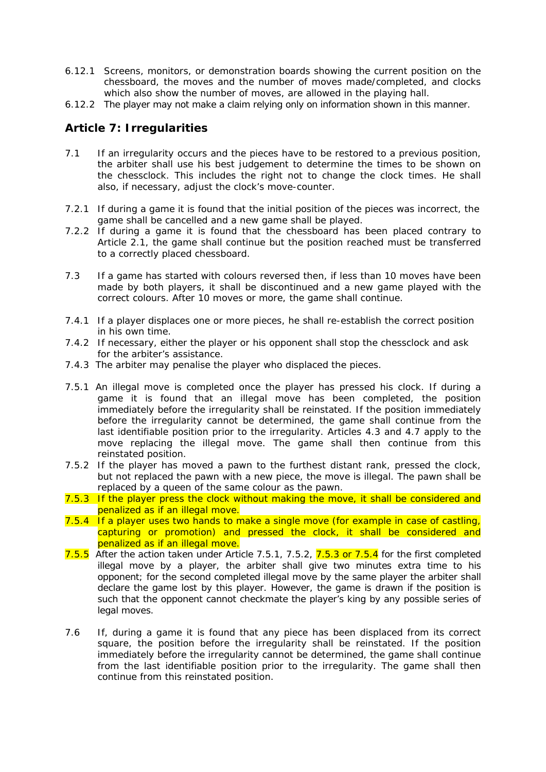6.12.1 Screens, monitors, or demonstration boards showing the current position on the chessboard, the moves and the number of moves made/completed, and clocks which also show the number of moves, are allowed in the playing hall.

6.12.2 The player may not make a claim relying only on information shown in this manner.

## Article 7: Irregularities

7.1 If an irregularity occurs and the pieces have to be restored to a previous position, the arbiter shall use his best judgement to determine the times to be shown on the chessclock. This includes the right not to change the clock times. He shall also, if necessary, adjust the clock's move-counter.

7.2.1 If during a game it is found that the initial position of the pieces was incorrect, the game shall be cancelled and a new game shall be played.

7.2.2 If during a game it is found that the chessboard has been placed contrary to Article 2.1, the game shall continue but the position reached must be transferred to a correctly placed chessboard.

7.3 If a game has started with colours reversed then, if less than 10 moves have been made by both players, it shall be discontinued and a new game played with the correct colours. After 10 moves or more, the game shall continue.

7.4.1 If a player displaces one or more pieces, he shall re-establish the correct position in his own time.

7.4.2 If necessary, either the player or his opponent shall stop the chessclock and ask for the arbiter's assistance.

7.4.3 The arbiter may penalise the player who displaced the pieces.

7.5.1 An illegal move is completed once the player has pressed his clock. If during a game it is found that an illegal move has been completed, the position immediately before the irregularity shall be reinstated. If the position immediately before the irregularity cannot be determined, the game shall continue from the last identifiable position prior to the irregularity. Articles 4.3 and 4.7 apply to the move replacing the illegal move. The game shall then continue from this reinstated position.

7.5.2 If the player has moved a pawn to the furthest distant rank, pressed the clock, but not replaced the pawn with a new piece, the move is illegal. The pawn shall be replaced by a queen of the same colour as the pawn.

7.5.3 If the player press the clock without making the move, it shall be considered and penalized as if an illegal move.

7.5.4 If a player uses two hands to make a single move (for example in case of castling, capturing or promotion) and pressed the clock, it shall be considered and penalized as if an illegal move.

7.5.5 After the action taken under Article 7.5.1, 7.5.2, 7.5.3 or 7.5.4 for the first completed illegal move by a player, the arbiter shall give two minutes extra time to his opponent; for the second completed illegal move by the same player the arbiter shall declare the game lost by this player. However, the game is drawn if the position is such that the opponent cannot checkmate the player's king by any possible series of legal moves.

7.6 If, during a game it is found that any piece has been displaced from its correct square, the position before the irregularity shall be reinstated. If the position immediately before the irregularity cannot be determined, the game shall continue from the last identifiable position prior to the irregularity. The game shall then continue from this reinstated position.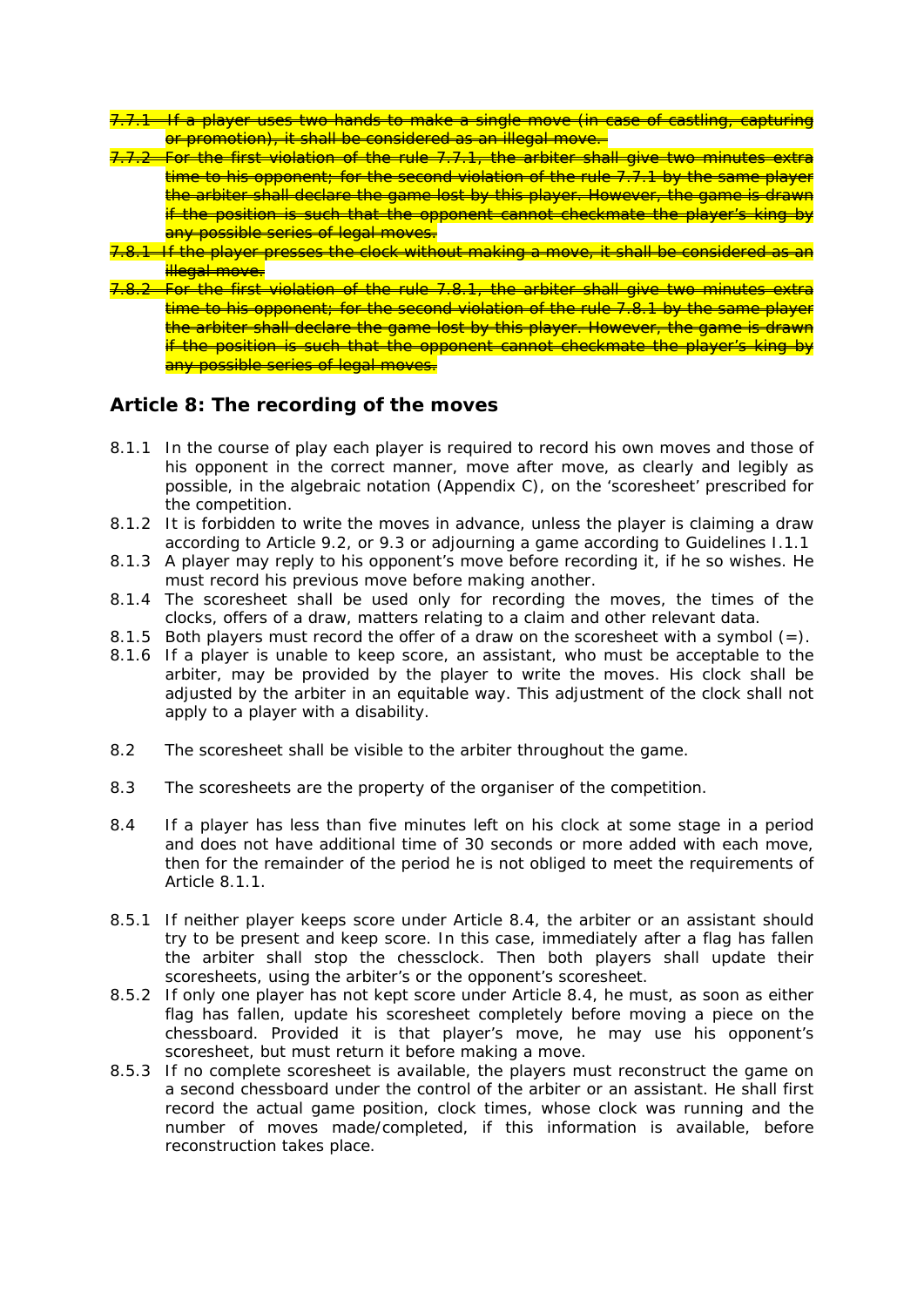~~7.7.1 If a player uses two hands to make a single move (in case of castling, capturing or promotion), it shall be considered as an illegal move.~~

~~7.7.2 For the first violation of the rule 7.7.1, the arbiter shall give two minutes extra time to his opponent; for the second violation of the rule 7.7.1 by the same player the arbiter shall declare the game lost by this player. However, the game is drawn if the position is such that the opponent cannot checkmate the player's king by any possible series of legal moves.~~

~~7.8.1 If the player presses the clock without making a move, it shall be considered as an illegal move.~~

~~7.8.2 For the first violation of the rule 7.8.1, the arbiter shall give two minutes extra time to his opponent; for the second violation of the rule 7.8.1 by the same player the arbiter shall declare the game lost by this player. However, the game is drawn if the position is such that the opponent cannot checkmate the player's king by any possible series of legal moves.~~

## Article 8: The recording of the moves

8.1.1 In the course of play each player is required to record his own moves and those of his opponent in the correct manner, move after move, as clearly and legibly as possible, in the algebraic notation (Appendix C), on the 'scoresheet' prescribed for the competition.

8.1.2 It is forbidden to write the moves in advance, unless the player is claiming a draw according to Article 9.2, or 9.3 or adjourning a game according to Guidelines I.1.1

8.1.3 A player may reply to his opponent's move before recording it, if he so wishes. He must record his previous move before making another.

8.1.4 The scoresheet shall be used only for recording the moves, the times of the clocks, offers of a draw, matters relating to a claim and other relevant data.

8.1.5 Both players must record the offer of a draw on the scoresheet with a symbol (=).

8.1.6 If a player is unable to keep score, an assistant, who must be acceptable to the arbiter, may be provided by the player to write the moves. His clock shall be adjusted by the arbiter in an equitable way. This adjustment of the clock shall not apply to a player with a disability.

8.2 The scoresheet shall be visible to the arbiter throughout the game.

8.3 The scoresheets are the property of the organiser of the competition.

8.4 If a player has less than five minutes left on his clock at some stage in a period and does not have additional time of 30 seconds or more added with each move, then for the remainder of the period he is not obliged to meet the requirements of Article 8.1.1.

8.5.1 If neither player keeps score under Article 8.4, the arbiter or an assistant should try to be present and keep score. In this case, immediately after a flag has fallen the arbiter shall stop the chessclock. Then both players shall update their scoresheets, using the arbiter's or the opponent's scoresheet.

8.5.2 If only one player has not kept score under Article 8.4, he must, as soon as either flag has fallen, update his scoresheet completely before moving a piece on the chessboard. Provided it is that player's move, he may use his opponent's scoresheet, but must return it before making a move.

8.5.3 If no complete scoresheet is available, the players must reconstruct the game on a second chessboard under the control of the arbiter or an assistant. He shall first record the actual game position, clock times, whose clock was running and the number of moves made/completed, if this information is available, before reconstruction takes place.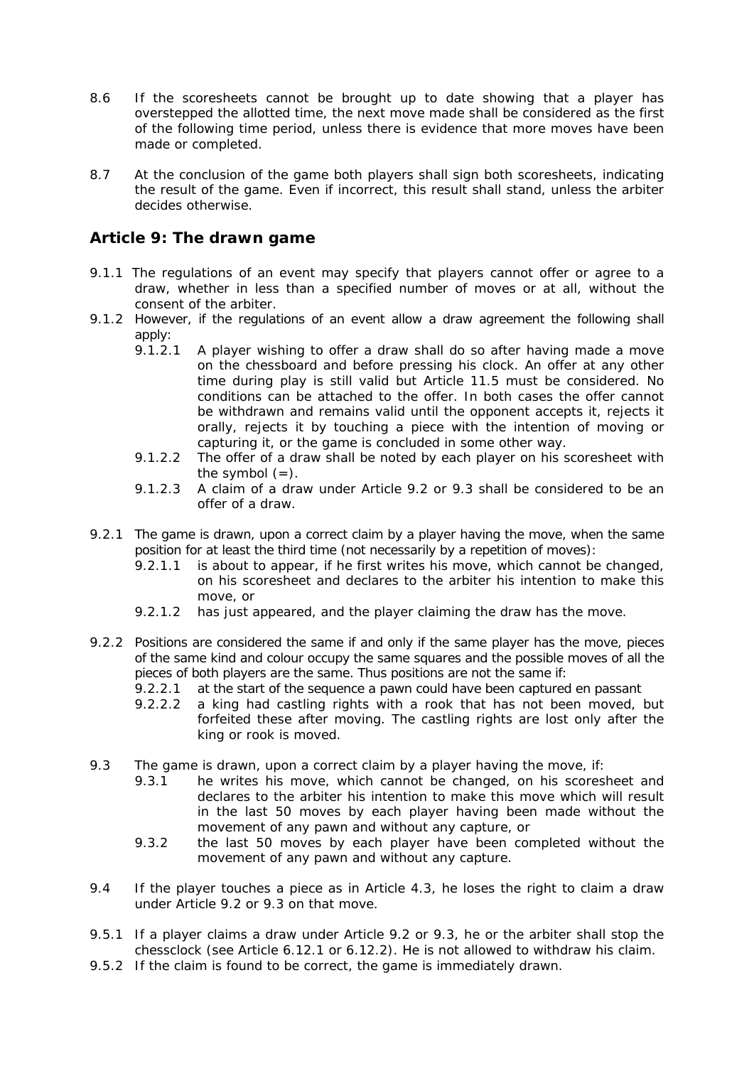8.6 If the scoresheets cannot be brought up to date showing that a player has overstepped the allotted time, the next move made shall be considered as the first of the following time period, unless there is evidence that more moves have been made or completed.

8.7 At the conclusion of the game both players shall sign both scoresheets, indicating the result of the game. Even if incorrect, this result shall stand, unless the arbiter decides otherwise.

## Article 9: The drawn game

9.1.1 The regulations of an event may specify that players cannot offer or agree to a draw, whether in less than a specified number of moves or at all, without the consent of the arbiter.

9.1.2 However, if the regulations of an event allow a draw agreement the following shall apply:

- 9.1.2.1 A player wishing to offer a draw shall do so after having made a move on the chessboard and before pressing his clock. An offer at any other time during play is still valid but Article 11.5 must be considered. No conditions can be attached to the offer. In both cases the offer cannot be withdrawn and remains valid until the opponent accepts it, rejects it orally, rejects it by touching a piece with the intention of moving or capturing it, or the game is concluded in some other way.
- 9.1.2.2 The offer of a draw shall be noted by each player on his scoresheet with the symbol (=).
- 9.1.2.3 A claim of a draw under Article 9.2 or 9.3 shall be considered to be an offer of a draw.

9.2.1 The game is drawn, upon a correct claim by a player having the move, when the same position for at least the third time (not necessarily by a repetition of moves):

- 9.2.1.1 is about to appear, if he first writes his move, which cannot be changed, on his scoresheet and declares to the arbiter his intention to make this move, or
- 9.2.1.2 has just appeared, and the player claiming the draw has the move.

9.2.2 Positions are considered the same if and only if the same player has the move, pieces of the same kind and colour occupy the same squares and the possible moves of all the pieces of both players are the same. Thus positions are not the same if:

- 9.2.2.1 at the start of the sequence a pawn could have been captured en passant
- 9.2.2.2 a king had castling rights with a rook that has not been moved, but forfeited these after moving. The castling rights are lost only after the king or rook is moved.

9.3 The game is drawn, upon a correct claim by a player having the move, if:

- 9.3.1 he writes his move, which cannot be changed, on his scoresheet and declares to the arbiter his intention to make this move which will result in the last 50 moves by each player having been made without the movement of any pawn and without any capture, or
- 9.3.2 the last 50 moves by each player have been completed without the movement of any pawn and without any capture.

9.4 If the player touches a piece as in Article 4.3, he loses the right to claim a draw under Article 9.2 or 9.3 on that move.

9.5.1 If a player claims a draw under Article 9.2 or 9.3, he or the arbiter shall stop the chessclock (see Article 6.12.1 or 6.12.2). He is not allowed to withdraw his claim.

9.5.2 If the claim is found to be correct, the game is immediately drawn.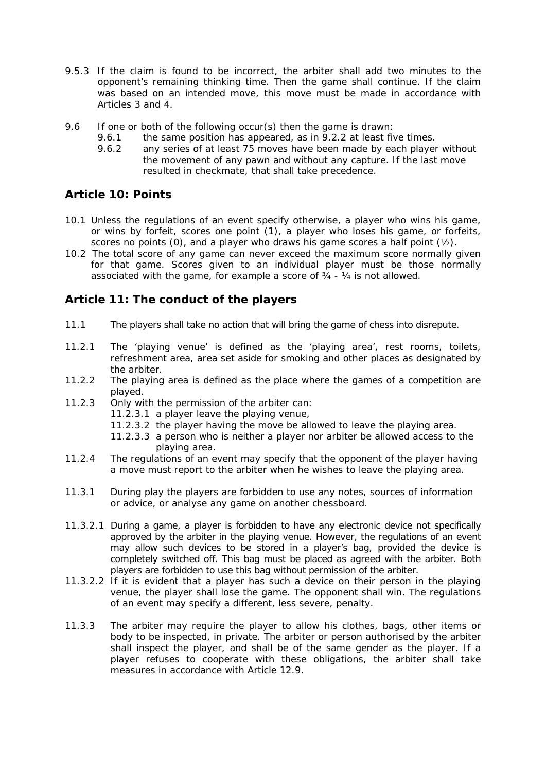9.5.3 If the claim is found to be incorrect, the arbiter shall add two minutes to the opponent's remaining thinking time. Then the game shall continue. If the claim was based on an intended move, this move must be made in accordance with Articles 3 and 4.

9.6 If one or both of the following occur(s) then the game is drawn:

- 9.6.1 the same position has appeared, as in 9.2.2 at least five times.
- 9.6.2 any series of at least 75 moves have been made by each player without the movement of any pawn and without any capture. If the last move resulted in checkmate, that shall take precedence.

## Article 10: Points

10.1 Unless the regulations of an event specify otherwise, a player who wins his game, or wins by forfeit, scores one point (1), a player who loses his game, or forfeits, scores no points (0), and a player who draws his game scores a half point (½).

10.2 The total score of any game can never exceed the maximum score normally given for that game. Scores given to an individual player must be those normally associated with the game, for example a score of ¾ - ¼ is not allowed.

## Article 11: The conduct of the players

11.1 The players shall take no action that will bring the game of chess into disrepute.

11.2.1 The 'playing venue' is defined as the 'playing area', rest rooms, toilets, refreshment area, area set aside for smoking and other places as designated by the arbiter.

11.2.2 The playing area is defined as the place where the games of a competition are played.

11.2.3 Only with the permission of the arbiter can:

- 11.2.3.1 a player leave the playing venue,
- 11.2.3.2 the player having the move be allowed to leave the playing area.
- 11.2.3.3 a person who is neither a player nor arbiter be allowed access to the playing area.

11.2.4 The regulations of an event may specify that the opponent of the player having a move must report to the arbiter when he wishes to leave the playing area.

11.3.1 During play the players are forbidden to use any notes, sources of information or advice, or analyse any game on another chessboard.

11.3.2.1 During a game, a player is forbidden to have any electronic device not specifically approved by the arbiter in the playing venue. However, the regulations of an event may allow such devices to be stored in a player's bag, provided the device is completely switched off. This bag must be placed as agreed with the arbiter. Both players are forbidden to use this bag without permission of the arbiter.

11.3.2.2 If it is evident that a player has such a device on their person in the playing venue, the player shall lose the game. The opponent shall win. The regulations of an event may specify a different, less severe, penalty.

11.3.3 The arbiter may require the player to allow his clothes, bags, other items or body to be inspected, in private. The arbiter or person authorised by the arbiter shall inspect the player, and shall be of the same gender as the player. If a player refuses to cooperate with these obligations, the arbiter shall take measures in accordance with Article 12.9.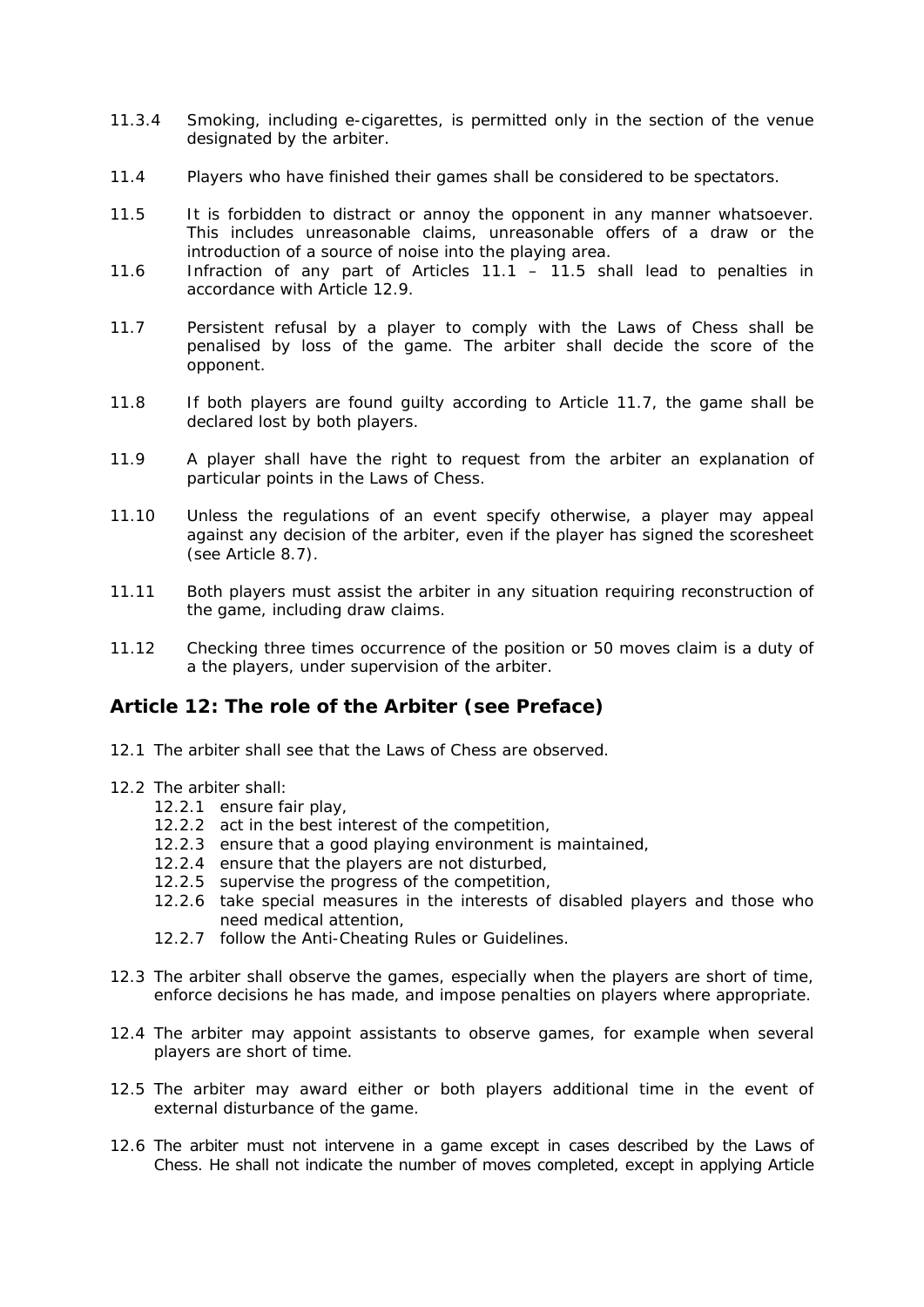11.3.4 Smoking, including e-cigarettes, is permitted only in the section of the venue designated by the arbiter.

11.4 Players who have finished their games shall be considered to be spectators.

11.5 It is forbidden to distract or annoy the opponent in any manner whatsoever. This includes unreasonable claims, unreasonable offers of a draw or the introduction of a source of noise into the playing area.

11.6 Infraction of any part of Articles 11.1 – 11.5 shall lead to penalties in accordance with Article 12.9.

11.7 Persistent refusal by a player to comply with the Laws of Chess shall be penalised by loss of the game. The arbiter shall decide the score of the opponent.

11.8 If both players are found guilty according to Article 11.7, the game shall be declared lost by both players.

11.9 A player shall have the right to request from the arbiter an explanation of particular points in the Laws of Chess.

11.10 Unless the regulations of an event specify otherwise, a player may appeal against any decision of the arbiter, even if the player has signed the scoresheet (see Article 8.7).

11.11 Both players must assist the arbiter in any situation requiring reconstruction of the game, including draw claims.

11.12 Checking three times occurrence of the position or 50 moves claim is a duty of a the players, under supervision of the arbiter.

## Article 12: The role of the Arbiter (see Preface)

12.1 The arbiter shall see that the Laws of Chess are observed.

12.2 The arbiter shall:

- 12.2.1 ensure fair play,
- 12.2.2 act in the best interest of the competition,
- 12.2.3 ensure that a good playing environment is maintained,
- 12.2.4 ensure that the players are not disturbed,
- 12.2.5 supervise the progress of the competition,
- 12.2.6 take special measures in the interests of disabled players and those who need medical attention,
- 12.2.7 follow the Anti-Cheating Rules or Guidelines.

12.3 The arbiter shall observe the games, especially when the players are short of time, enforce decisions he has made, and impose penalties on players where appropriate.

12.4 The arbiter may appoint assistants to observe games, for example when several players are short of time.

12.5 The arbiter may award either or both players additional time in the event of external disturbance of the game.

12.6 The arbiter must not intervene in a game except in cases described by the Laws of Chess. He shall not indicate the number of moves completed, except in applying Article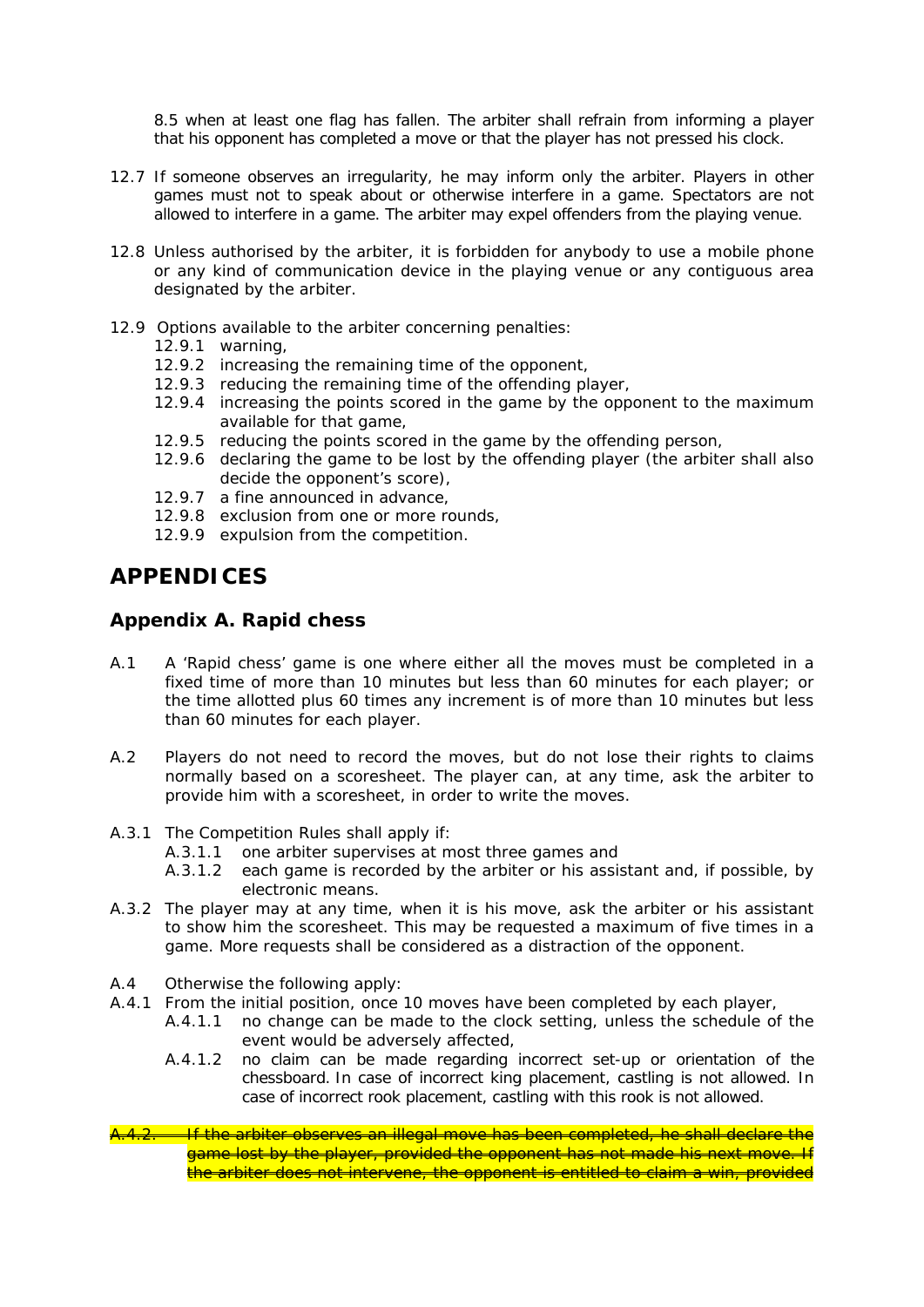8.5 when at least one flag has fallen. The arbiter shall refrain from informing a player that his opponent has completed a move or that the player has not pressed his clock.

12.7 If someone observes an irregularity, he may inform only the arbiter. Players in other games must not to speak about or otherwise interfere in a game. Spectators are not allowed to interfere in a game. The arbiter may expel offenders from the playing venue.

12.8 Unless authorised by the arbiter, it is forbidden for anybody to use a mobile phone or any kind of communication device in the playing venue or any contiguous area designated by the arbiter.

12.9 Options available to the arbiter concerning penalties:
- 12.9.1 warning,
- 12.9.2 increasing the remaining time of the opponent,
- 12.9.3 reducing the remaining time of the offending player,
- 12.9.4 increasing the points scored in the game by the opponent to the maximum available for that game,
- 12.9.5 reducing the points scored in the game by the offending person,
- 12.9.6 declaring the game to be lost by the offending player (the arbiter shall also decide the opponent's score),
- 12.9.7 a fine announced in advance,
- 12.9.8 exclusion from one or more rounds,
- 12.9.9 expulsion from the competition.

# APPENDICES

## Appendix A. Rapid chess

A.1 A 'Rapid chess' game is one where either all the moves must be completed in a fixed time of more than 10 minutes but less than 60 minutes for each player; or the time allotted plus 60 times any increment is of more than 10 minutes but less than 60 minutes for each player.

A.2 Players do not need to record the moves, but do not lose their rights to claims normally based on a scoresheet. The player can, at any time, ask the arbiter to provide him with a scoresheet, in order to write the moves.

A.3.1 The Competition Rules shall apply if:
- A.3.1.1 one arbiter supervises at most three games and
- A.3.1.2 each game is recorded by the arbiter or his assistant and, if possible, by electronic means.

A.3.2 The player may at any time, when it is his move, ask the arbiter or his assistant to show him the scoresheet. This may be requested a maximum of five times in a game. More requests shall be considered as a distraction of the opponent.

A.4 Otherwise the following apply:

A.4.1 From the initial position, once 10 moves have been completed by each player,
- A.4.1.1 no change can be made to the clock setting, unless the schedule of the event would be adversely affected,
- A.4.1.2 no claim can be made regarding incorrect set-up or orientation of the chessboard. In case of incorrect king placement, castling is not allowed. In case of incorrect rook placement, castling with this rook is not allowed.

~~A.4.2. If the arbiter observes an illegal move has been completed, he shall declare the game lost by the player, provided the opponent has not made his next move. If the arbiter does not intervene, the opponent is entitled to claim a win, provided~~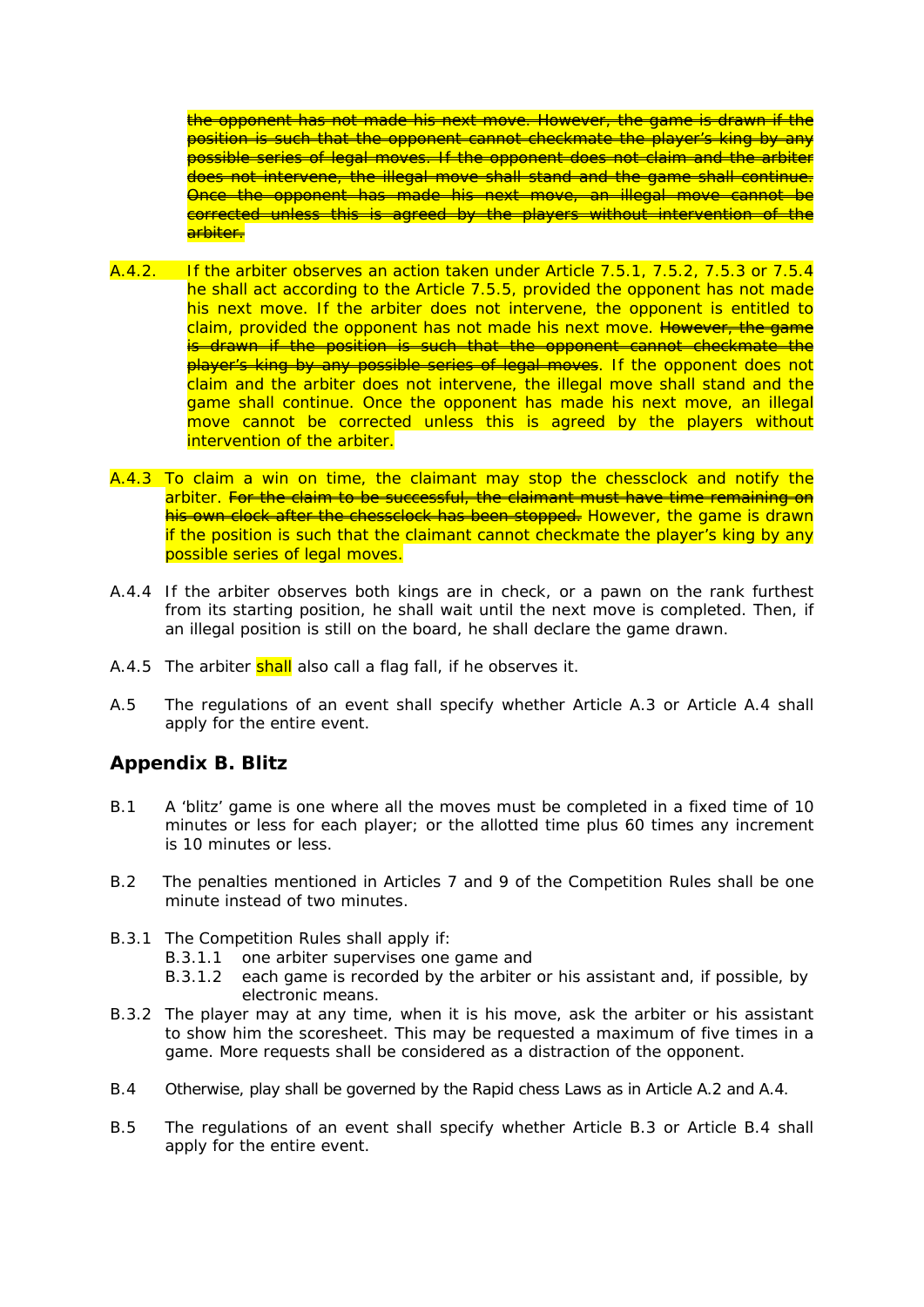~~the opponent has not made his next move. However, the game is drawn if the position is such that the opponent cannot checkmate the player's king by any possible series of legal moves. If the opponent does not claim and the arbiter does not intervene, the illegal move shall stand and the game shall continue. Once the opponent has made his next move, an illegal move cannot be corrected unless this is agreed by the players without intervention of the arbiter.~~

A.4.2. If the arbiter observes an action taken under Article 7.5.1, 7.5.2, 7.5.3 or 7.5.4 he shall act according to the Article 7.5.5, provided the opponent has not made his next move. If the arbiter does not intervene, the opponent is entitled to claim, provided the opponent has not made his next move. ~~However, the game is drawn if the position is such that the opponent cannot checkmate the player's king by any possible series of legal moves~~. If the opponent does not claim and the arbiter does not intervene, the illegal move shall stand and the game shall continue. Once the opponent has made his next move, an illegal move cannot be corrected unless this is agreed by the players without intervention of the arbiter.

A.4.3 To claim a win on time, the claimant may stop the chessclock and notify the arbiter. ~~For the claim to be successful, the claimant must have time remaining on his own clock after the chessclock has been stopped.~~ However, the game is drawn if the position is such that the claimant cannot checkmate the player's king by any possible series of legal moves.

A.4.4 If the arbiter observes both kings are in check, or a pawn on the rank furthest from its starting position, he shall wait until the next move is completed. Then, if an illegal position is still on the board, he shall declare the game drawn.

A.4.5 The arbiter shall also call a flag fall, if he observes it.

A.5 The regulations of an event shall specify whether Article A.3 or Article A.4 shall apply for the entire event.

## Appendix B. Blitz

B.1 A 'blitz' game is one where all the moves must be completed in a fixed time of 10 minutes or less for each player; or the allotted time plus 60 times any increment is 10 minutes or less.

B.2 The penalties mentioned in Articles 7 and 9 of the Competition Rules shall be one minute instead of two minutes.

B.3.1 The Competition Rules shall apply if:

- B.3.1.1 one arbiter supervises one game and
- B.3.1.2 each game is recorded by the arbiter or his assistant and, if possible, by electronic means.

B.3.2 The player may at any time, when it is his move, ask the arbiter or his assistant to show him the scoresheet. This may be requested a maximum of five times in a game. More requests shall be considered as a distraction of the opponent.

B.4 Otherwise, play shall be governed by the Rapid chess Laws as in Article A.2 and A.4.

B.5 The regulations of an event shall specify whether Article B.3 or Article B.4 shall apply for the entire event.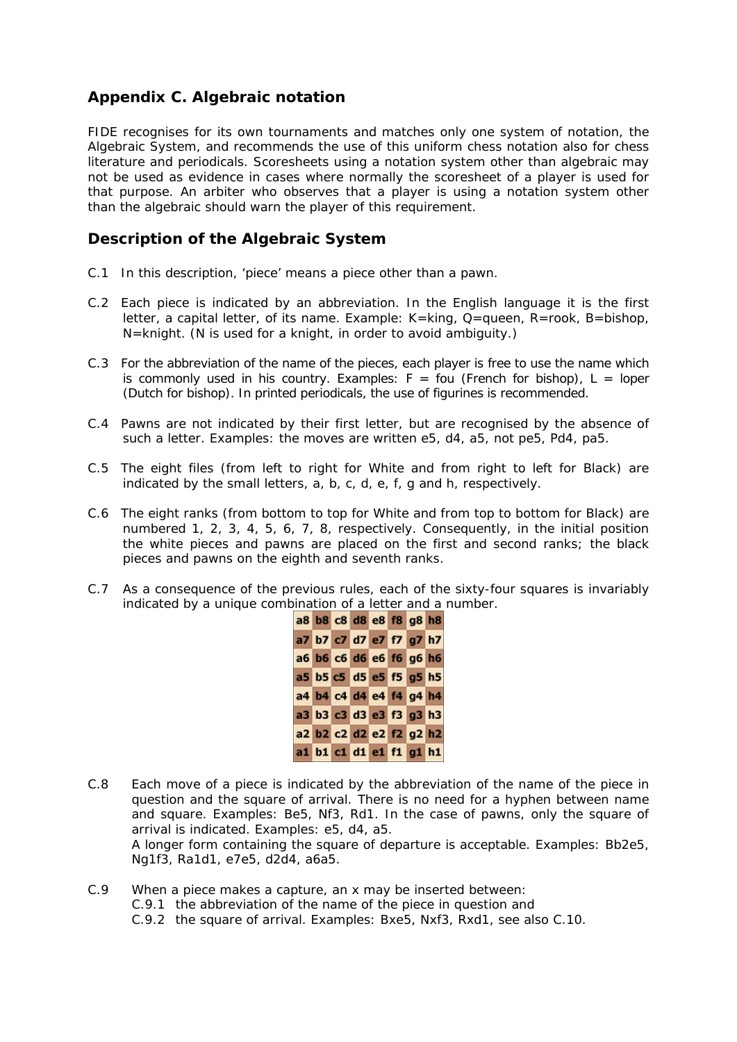## Appendix C. Algebraic notation

FIDE recognises for its own tournaments and matches only one system of notation, the Algebraic System, and recommends the use of this uniform chess notation also for chess literature and periodicals. Scoresheets using a notation system other than algebraic may not be used as evidence in cases where normally the scoresheet of a player is used for that purpose. An arbiter who observes that a player is using a notation system other than the algebraic should warn the player of this requirement.

## Description of the Algebraic System

C.1 In this description, 'piece' means a piece other than a pawn.

C.2 Each piece is indicated by an abbreviation. In the English language it is the first letter, a capital letter, of its name. Example: K=king, Q=queen, R=rook, B=bishop, N=knight. (N is used for a knight, in order to avoid ambiguity.)

C.3 For the abbreviation of the name of the pieces, each player is free to use the name which is commonly used in his country. Examples: F = fou (French for bishop), L = loper (Dutch for bishop). In printed periodicals, the use of figurines is recommended.

C.4 Pawns are not indicated by their first letter, but are recognised by the absence of such a letter. Examples: the moves are written e5, d4, a5, not pe5, Pd4, pa5.

C.5 The eight files (from left to right for White and from right to left for Black) are indicated by the small letters, a, b, c, d, e, f, g and h, respectively.

C.6 The eight ranks (from bottom to top for White and from top to bottom for Black) are numbered 1, 2, 3, 4, 5, 6, 7, 8, respectively. Consequently, in the initial position the white pieces and pawns are placed on the first and second ranks; the black pieces and pawns on the eighth and seventh ranks.

C.7 As a consequence of the previous rules, each of the sixty-four squares is invariably indicated by a unique combination of a letter and a number.

| a8 | b8 | c8 | d8 | e8 | f8 | g8 | h8 |
|---|---|---|---|---|---|---|---|
| a7 | b7 | c7 | d7 | e7 | f7 | g7 | h7 |
| a6 | b6 | c6 | d6 | e6 | f6 | g6 | h6 |
| a5 | b5 | c5 | d5 | e5 | f5 | g5 | h5 |
| a4 | b4 | c4 | d4 | e4 | f4 | g4 | h4 |
| a3 | b3 | c3 | d3 | e3 | f3 | g3 | h3 |
| a2 | b2 | c2 | d2 | e2 | f2 | g2 | h2 |
| a1 | b1 | c1 | d1 | e1 | f1 | g1 | h1 |

C.8 Each move of a piece is indicated by the abbreviation of the name of the piece in question and the square of arrival. There is no need for a hyphen between name and square. Examples: Be5, Nf3, Rd1. In the case of pawns, only the square of arrival is indicated. Examples: e5, d4, a5.
A longer form containing the square of departure is acceptable. Examples: Bb2e5, Ng1f3, Ra1d1, e7e5, d2d4, a6a5.

C.9 When a piece makes a capture, an x may be inserted between:
C.9.1 the abbreviation of the name of the piece in question and
C.9.2 the square of arrival. Examples: Bxe5, Nxf3, Rxd1, see also C.10.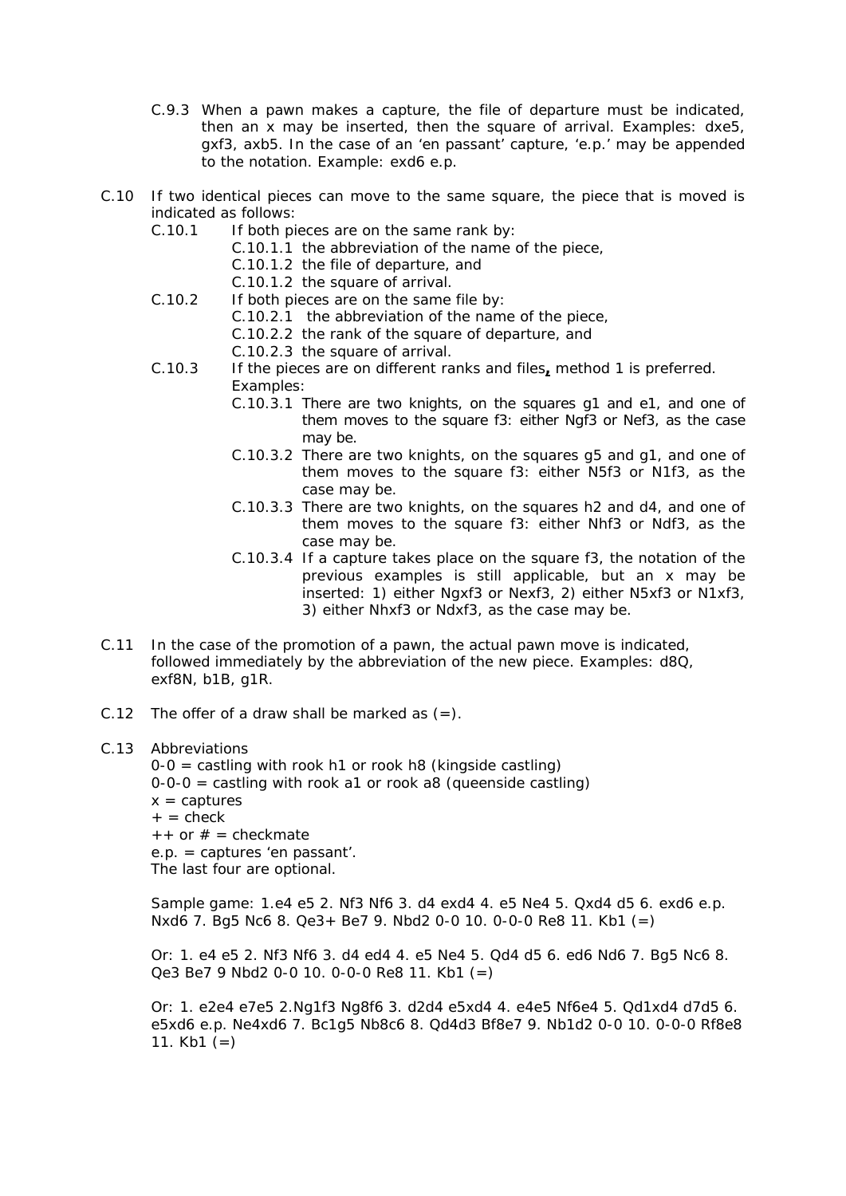C.9.3 When a pawn makes a capture, the file of departure must be indicated, then an x may be inserted, then the square of arrival. Examples: dxe5, gxf3, axb5. In the case of an 'en passant' capture, 'e.p.' may be appended to the notation. Example: exd6 e.p.

C.10 If two identical pieces can move to the same square, the piece that is moved is indicated as follows:

C.10.1 If both pieces are on the same rank by:
- C.10.1.1 the abbreviation of the name of the piece,
- C.10.1.2 the file of departure, and
- C.10.1.2 the square of arrival.

C.10.2 If both pieces are on the same file by:
- C.10.2.1 the abbreviation of the name of the piece,
- C.10.2.2 the rank of the square of departure, and
- C.10.2.3 the square of arrival.

C.10.3 If the pieces are on different ranks and files, method 1 is preferred. Examples:
- C.10.3.1 There are two knights, on the squares g1 and e1, and one of them moves to the square f3: either Ngf3 or Nef3, as the case may be.
- C.10.3.2 There are two knights, on the squares g5 and g1, and one of them moves to the square f3: either N5f3 or N1f3, as the case may be.
- C.10.3.3 There are two knights, on the squares h2 and d4, and one of them moves to the square f3: either Nhf3 or Ndf3, as the case may be.
- C.10.3.4 If a capture takes place on the square f3, the notation of the previous examples is still applicable, but an x may be inserted: 1) either Ngxf3 or Nexf3, 2) either N5xf3 or N1xf3, 3) either Nhxf3 or Ndxf3, as the case may be.

C.11 In the case of the promotion of a pawn, the actual pawn move is indicated, followed immediately by the abbreviation of the new piece. Examples: d8Q, exf8N, b1B, g1R.

C.12 The offer of a draw shall be marked as (=).

C.13 Abbreviations

0-0 = castling with rook h1 or rook h8 (kingside castling)
0-0-0 = castling with rook a1 or rook a8 (queenside castling)
x = captures
+ = check
++ or # = checkmate
e.p. = captures 'en passant'.
The last four are optional.

Sample game: 1.e4 e5 2. Nf3 Nf6 3. d4 exd4 4. e5 Ne4 5. Qxd4 d5 6. exd6 e.p. Nxd6 7. Bg5 Nc6 8. Qe3+ Be7 9. Nbd2 0-0 10. 0-0-0 Re8 11. Kb1 (=)

Or: 1. e4 e5 2. Nf3 Nf6 3. d4 ed4 4. e5 Ne4 5. Qd4 d5 6. ed6 Nd6 7. Bg5 Nc6 8. Qe3 Be7 9 Nbd2 0-0 10. 0-0-0 Re8 11. Kb1 (=)

Or: 1. e2e4 e7e5 2.Ng1f3 Ng8f6 3. d2d4 e5xd4 4. e4e5 Nf6e4 5. Qd1xd4 d7d5 6. e5xd6 e.p. Ne4xd6 7. Bc1g5 Nb8c6 8. Qd4d3 Bf8e7 9. Nb1d2 0-0 10. 0-0-0 Rf8e8 11. Kb1 (=)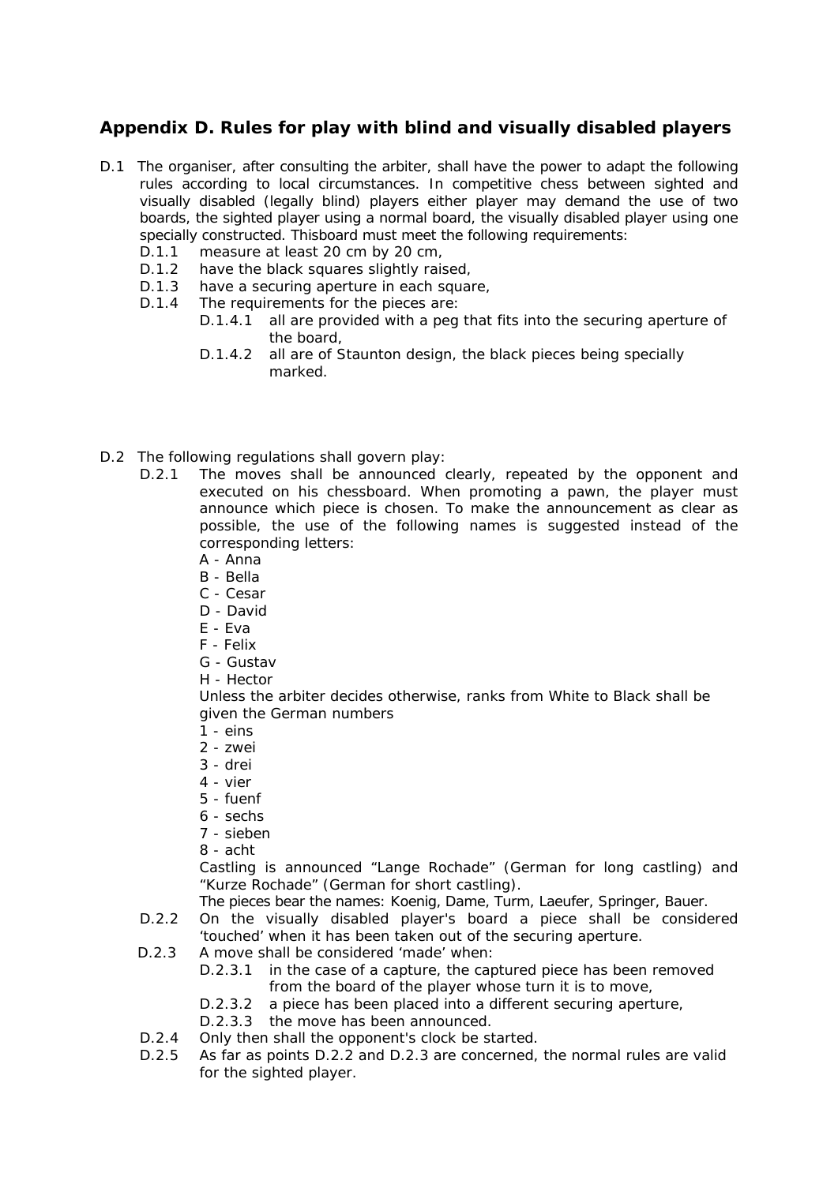## Appendix D. Rules for play with blind and visually disabled players

D.1 The organiser, after consulting the arbiter, shall have the power to adapt the following rules according to local circumstances. In competitive chess between sighted and visually disabled (legally blind) players either player may demand the use of two boards, the sighted player using a normal board, the visually disabled player using one specially constructed. Thisboard must meet the following requirements:

- D.1.1 measure at least 20 cm by 20 cm,
- D.1.2 have the black squares slightly raised,
- D.1.3 have a securing aperture in each square,
- D.1.4 The requirements for the pieces are:
  - D.1.4.1 all are provided with a peg that fits into the securing aperture of the board,
  - D.1.4.2 all are of Staunton design, the black pieces being specially marked.

D.2 The following regulations shall govern play:

- D.2.1 The moves shall be announced clearly, repeated by the opponent and executed on his chessboard. When promoting a pawn, the player must announce which piece is chosen. To make the announcement as clear as possible, the use of the following names is suggested instead of the corresponding letters:

  A - Anna
  B - Bella
  C - Cesar
  D - David
  E - Eva
  F - Felix
  G - Gustav
  H - Hector

  Unless the arbiter decides otherwise, ranks from White to Black shall be given the German numbers

  1 - eins
  2 - zwei
  3 - drei
  4 - vier
  5 - fuenf
  6 - sechs
  7 - sieben
  8 - acht

  Castling is announced "Lange Rochade" (German for long castling) and "Kurze Rochade" (German for short castling).

  The pieces bear the names: Koenig, Dame, Turm, Laeufer, Springer, Bauer.

- D.2.2 On the visually disabled player's board a piece shall be considered 'touched' when it has been taken out of the securing aperture.
- D.2.3 A move shall be considered 'made' when:
  - D.2.3.1 in the case of a capture, the captured piece has been removed from the board of the player whose turn it is to move,
  - D.2.3.2 a piece has been placed into a different securing aperture,
  - D.2.3.3 the move has been announced.
- D.2.4 Only then shall the opponent's clock be started.
- D.2.5 As far as points D.2.2 and D.2.3 are concerned, the normal rules are valid for the sighted player.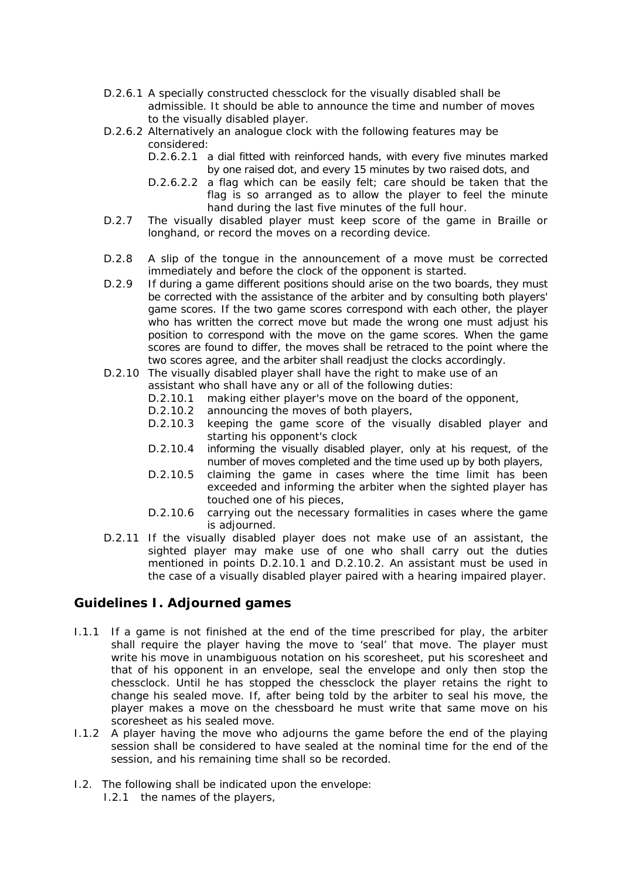D.2.6.1 A specially constructed chessclock for the visually disabled shall be admissible. It should be able to announce the time and number of moves to the visually disabled player.

D.2.6.2 Alternatively an analogue clock with the following features may be considered:

- D.2.6.2.1 a dial fitted with reinforced hands, with every five minutes marked by one raised dot, and every 15 minutes by two raised dots, and
- D.2.6.2.2 a flag which can be easily felt; care should be taken that the flag is so arranged as to allow the player to feel the minute hand during the last five minutes of the full hour.

D.2.7 The visually disabled player must keep score of the game in Braille or longhand, or record the moves on a recording device.

D.2.8 A slip of the tongue in the announcement of a move must be corrected immediately and before the clock of the opponent is started.

D.2.9 If during a game different positions should arise on the two boards, they must be corrected with the assistance of the arbiter and by consulting both players' game scores. If the two game scores correspond with each other, the player who has written the correct move but made the wrong one must adjust his position to correspond with the move on the game scores. When the game scores are found to differ, the moves shall be retraced to the point where the two scores agree, and the arbiter shall readjust the clocks accordingly.

D.2.10 The visually disabled player shall have the right to make use of an assistant who shall have any or all of the following duties:

- D.2.10.1 making either player's move on the board of the opponent,
- D.2.10.2 announcing the moves of both players,
- D.2.10.3 keeping the game score of the visually disabled player and starting his opponent's clock
- D.2.10.4 informing the visually disabled player, only at his request, of the number of moves completed and the time used up by both players,
- D.2.10.5 claiming the game in cases where the time limit has been exceeded and informing the arbiter when the sighted player has touched one of his pieces,
- D.2.10.6 carrying out the necessary formalities in cases where the game is adjourned.

D.2.11 If the visually disabled player does not make use of an assistant, the sighted player may make use of one who shall carry out the duties mentioned in points D.2.10.1 and D.2.10.2. An assistant must be used in the case of a visually disabled player paired with a hearing impaired player.

## Guidelines I. Adjourned games

I.1.1 If a game is not finished at the end of the time prescribed for play, the arbiter shall require the player having the move to 'seal' that move. The player must write his move in unambiguous notation on his scoresheet, put his scoresheet and that of his opponent in an envelope, seal the envelope and only then stop the chessclock. Until he has stopped the chessclock the player retains the right to change his sealed move. If, after being told by the arbiter to seal his move, the player makes a move on the chessboard he must write that same move on his scoresheet as his sealed move.

I.1.2 A player having the move who adjourns the game before the end of the playing session shall be considered to have sealed at the nominal time for the end of the session, and his remaining time shall so be recorded.

I.2. The following shall be indicated upon the envelope:

- I.2.1 the names of the players,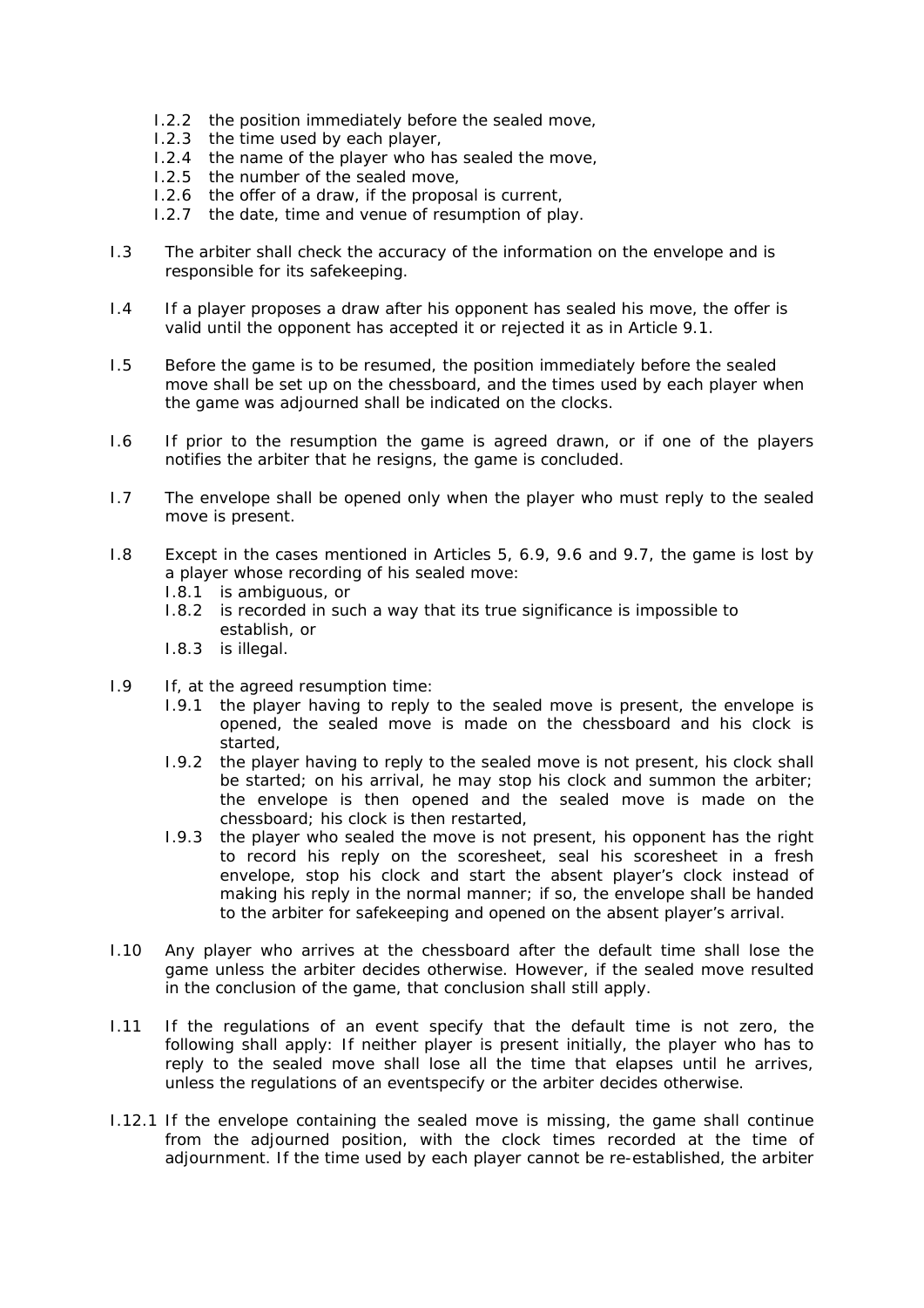- I.2.2 the position immediately before the sealed move,
- I.2.3 the time used by each player,
- I.2.4 the name of the player who has sealed the move,
- I.2.5 the number of the sealed move,
- I.2.6 the offer of a draw, if the proposal is current,
- I.2.7 the date, time and venue of resumption of play.

I.3 The arbiter shall check the accuracy of the information on the envelope and is responsible for its safekeeping.

I.4 If a player proposes a draw after his opponent has sealed his move, the offer is valid until the opponent has accepted it or rejected it as in Article 9.1.

I.5 Before the game is to be resumed, the position immediately before the sealed move shall be set up on the chessboard, and the times used by each player when the game was adjourned shall be indicated on the clocks.

I.6 If prior to the resumption the game is agreed drawn, or if one of the players notifies the arbiter that he resigns, the game is concluded.

I.7 The envelope shall be opened only when the player who must reply to the sealed move is present.

I.8 Except in the cases mentioned in Articles 5, 6.9, 9.6 and 9.7, the game is lost by a player whose recording of his sealed move:

- I.8.1 is ambiguous, or
- I.8.2 is recorded in such a way that its true significance is impossible to establish, or
- I.8.3 is illegal.

I.9 If, at the agreed resumption time:

- I.9.1 the player having to reply to the sealed move is present, the envelope is opened, the sealed move is made on the chessboard and his clock is started,
- I.9.2 the player having to reply to the sealed move is not present, his clock shall be started; on his arrival, he may stop his clock and summon the arbiter; the envelope is then opened and the sealed move is made on the chessboard; his clock is then restarted,
- I.9.3 the player who sealed the move is not present, his opponent has the right to record his reply on the scoresheet, seal his scoresheet in a fresh envelope, stop his clock and start the absent player's clock instead of making his reply in the normal manner; if so, the envelope shall be handed to the arbiter for safekeeping and opened on the absent player's arrival.

I.10 Any player who arrives at the chessboard after the default time shall lose the game unless the arbiter decides otherwise. However, if the sealed move resulted in the conclusion of the game, that conclusion shall still apply.

I.11 If the regulations of an event specify that the default time is not zero, the following shall apply: If neither player is present initially, the player who has to reply to the sealed move shall lose all the time that elapses until he arrives, unless the regulations of an eventspecify or the arbiter decides otherwise.

I.12.1 If the envelope containing the sealed move is missing, the game shall continue from the adjourned position, with the clock times recorded at the time of adjournment. If the time used by each player cannot be re-established, the arbiter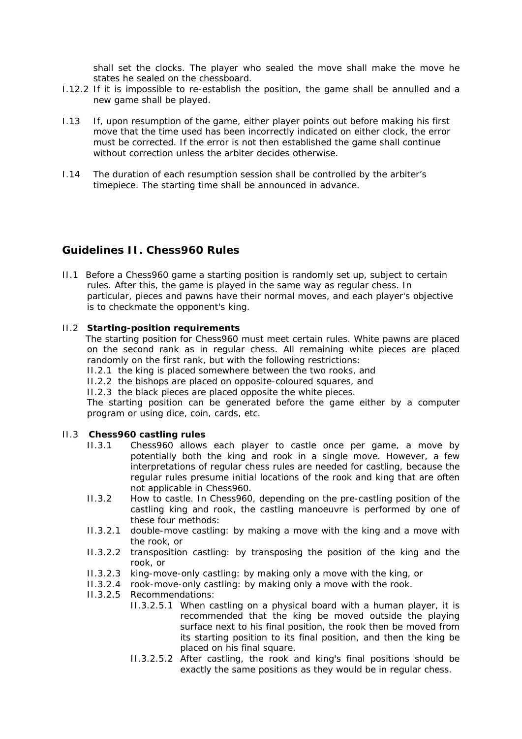shall set the clocks. The player who sealed the move shall make the move he states he sealed on the chessboard.

I.12.2 If it is impossible to re-establish the position, the game shall be annulled and a new game shall be played.

I.13 If, upon resumption of the game, either player points out before making his first move that the time used has been incorrectly indicated on either clock, the error must be corrected. If the error is not then established the game shall continue without correction unless the arbiter decides otherwise.

I.14 The duration of each resumption session shall be controlled by the arbiter's timepiece. The starting time shall be announced in advance.

## Guidelines II. Chess960 Rules

II.1 Before a Chess960 game a starting position is randomly set up, subject to certain rules. After this, the game is played in the same way as regular chess. In particular, pieces and pawns have their normal moves, and each player's objective is to checkmate the opponent's king.

II.2 **Starting-position requirements**

The starting position for Chess960 must meet certain rules. White pawns are placed on the second rank as in regular chess. All remaining white pieces are placed randomly on the first rank, but with the following restrictions:

II.2.1 the king is placed somewhere between the two rooks, and

II.2.2 the bishops are placed on opposite-coloured squares, and

II.2.3 the black pieces are placed opposite the white pieces.

The starting position can be generated before the game either by a computer program or using dice, coin, cards, etc.

II.3 **Chess960 castling rules**

II.3.1 Chess960 allows each player to castle once per game, a move by potentially both the king and rook in a single move. However, a few interpretations of regular chess rules are needed for castling, because the regular rules presume initial locations of the rook and king that are often not applicable in Chess960.

II.3.2 How to castle. In Chess960, depending on the pre-castling position of the castling king and rook, the castling manoeuvre is performed by one of these four methods:

II.3.2.1 double-move castling: by making a move with the king and a move with the rook, or

II.3.2.2 transposition castling: by transposing the position of the king and the rook, or

II.3.2.3 king-move-only castling: by making only a move with the king, or

II.3.2.4 rook-move-only castling: by making only a move with the rook.

II.3.2.5 Recommendations:

II.3.2.5.1 When castling on a physical board with a human player, it is recommended that the king be moved outside the playing surface next to his final position, the rook then be moved from its starting position to its final position, and then the king be placed on his final square.

II.3.2.5.2 After castling, the rook and king's final positions should be exactly the same positions as they would be in regular chess.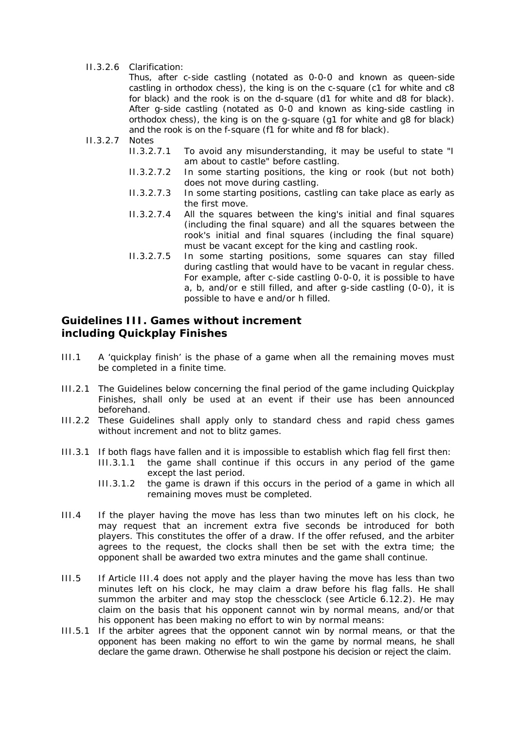II.3.2.6 Clarification:

Thus, after c-side castling (notated as 0-0-0 and known as queen-side castling in orthodox chess), the king is on the c-square (c1 for white and c8 for black) and the rook is on the d-square (d1 for white and d8 for black). After g-side castling (notated as 0-0 and known as king-side castling in orthodox chess), the king is on the g-square (g1 for white and g8 for black) and the rook is on the f-square (f1 for white and f8 for black).

II.3.2.7 Notes

II.3.2.7.1 To avoid any misunderstanding, it may be useful to state "I am about to castle" before castling.

II.3.2.7.2 In some starting positions, the king or rook (but not both) does not move during castling.

II.3.2.7.3 In some starting positions, castling can take place as early as the first move.

II.3.2.7.4 All the squares between the king's initial and final squares (including the final square) and all the squares between the rook's initial and final squares (including the final square) must be vacant except for the king and castling rook.

II.3.2.7.5 In some starting positions, some squares can stay filled during castling that would have to be vacant in regular chess. For example, after c-side castling 0-0-0, it is possible to have a, b, and/or e still filled, and after g-side castling (0-0), it is possible to have e and/or h filled.

## Guidelines III. Games without increment including Quickplay Finishes

III.1 A 'quickplay finish' is the phase of a game when all the remaining moves must be completed in a finite time.

III.2.1 The Guidelines below concerning the final period of the game including Quickplay Finishes, shall only be used at an event if their use has been announced beforehand.

III.2.2 These Guidelines shall apply only to standard chess and rapid chess games without increment and not to blitz games.

III.3.1 If both flags have fallen and it is impossible to establish which flag fell first then:

III.3.1.1 the game shall continue if this occurs in any period of the game except the last period.

III.3.1.2 the game is drawn if this occurs in the period of a game in which all remaining moves must be completed.

III.4 If the player having the move has less than two minutes left on his clock, he may request that an increment extra five seconds be introduced for both players. This constitutes the offer of a draw. If the offer refused, and the arbiter agrees to the request, the clocks shall then be set with the extra time; the opponent shall be awarded two extra minutes and the game shall continue.

III.5 If Article III.4 does not apply and the player having the move has less than two minutes left on his clock, he may claim a draw before his flag falls. He shall summon the arbiter and may stop the chessclock (see Article 6.12.2). He may claim on the basis that his opponent cannot win by normal means, and/or that his opponent has been making no effort to win by normal means:

III.5.1 If the arbiter agrees that the opponent cannot win by normal means, or that the opponent has been making no effort to win the game by normal means, he shall declare the game drawn. Otherwise he shall postpone his decision or reject the claim.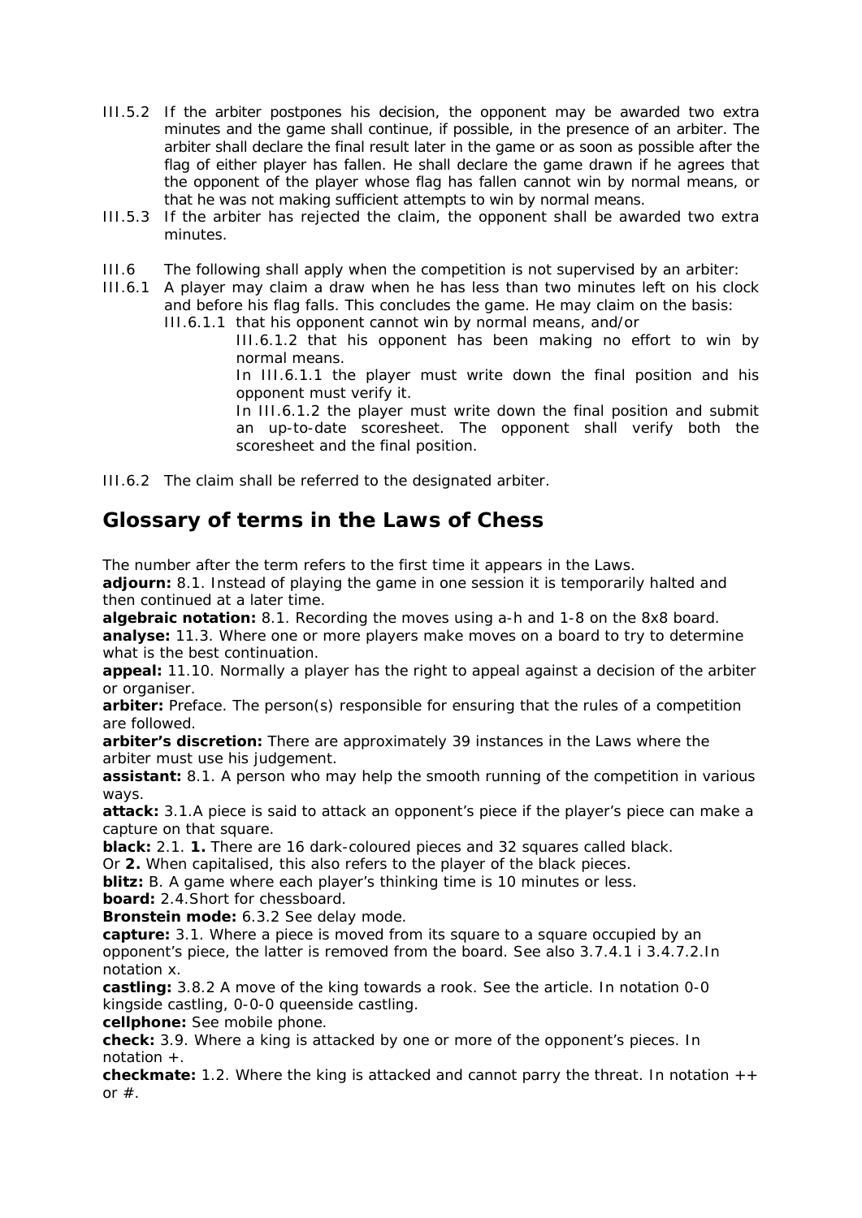III.5.2 If the arbiter postpones his decision, the opponent may be awarded two extra minutes and the game shall continue, if possible, in the presence of an arbiter. The arbiter shall declare the final result later in the game or as soon as possible after the flag of either player has fallen. He shall declare the game drawn if he agrees that the opponent of the player whose flag has fallen cannot win by normal means, or that he was not making sufficient attempts to win by normal means.

III.5.3 If the arbiter has rejected the claim, the opponent shall be awarded two extra minutes.

III.6 The following shall apply when the competition is not supervised by an arbiter:

III.6.1 A player may claim a draw when he has less than two minutes left on his clock and before his flag falls. This concludes the game. He may claim on the basis:

III.6.1.1 that his opponent cannot win by normal means, and/or

III.6.1.2 that his opponent has been making no effort to win by normal means.

In III.6.1.1 the player must write down the final position and his opponent must verify it.

In III.6.1.2 the player must write down the final position and submit an up-to-date scoresheet. The opponent shall verify both the scoresheet and the final position.

III.6.2 The claim shall be referred to the designated arbiter.

## Glossary of terms in the Laws of Chess

The number after the term refers to the first time it appears in the Laws.

**adjourn:** 8.1. Instead of playing the game in one session it is temporarily halted and then continued at a later time.

**algebraic notation:** 8.1. Recording the moves using a-h and 1-8 on the 8x8 board.

**analyse:** 11.3. Where one or more players make moves on a board to try to determine what is the best continuation.

**appeal:** 11.10. Normally a player has the right to appeal against a decision of the arbiter or organiser.

**arbiter:** Preface. The person(s) responsible for ensuring that the rules of a competition are followed.

**arbiter's discretion:** There are approximately 39 instances in the Laws where the arbiter must use his judgement.

**assistant:** 8.1. A person who may help the smooth running of the competition in various ways.

**attack:** 3.1.A piece is said to attack an opponent's piece if the player's piece can make a capture on that square.

**black:** 2.1. **1.** There are 16 dark-coloured pieces and 32 squares called black.

Or **2.** When capitalised, this also refers to the player of the black pieces.

**blitz:** B. A game where each player's thinking time is 10 minutes or less.

**board:** 2.4.Short for chessboard.

**Bronstein mode:** 6.3.2 See delay mode.

**capture:** 3.1. Where a piece is moved from its square to a square occupied by an opponent's piece, the latter is removed from the board. See also 3.7.4.1 i 3.4.7.2.In notation x.

**castling:** 3.8.2 A move of the king towards a rook. See the article. In notation 0-0 kingside castling, 0-0-0 queenside castling.

**cellphone:** See mobile phone.

**check:** 3.9. Where a king is attacked by one or more of the opponent's pieces. In notation +.

**checkmate:** 1.2. Where the king is attacked and cannot parry the threat. In notation ++ or #.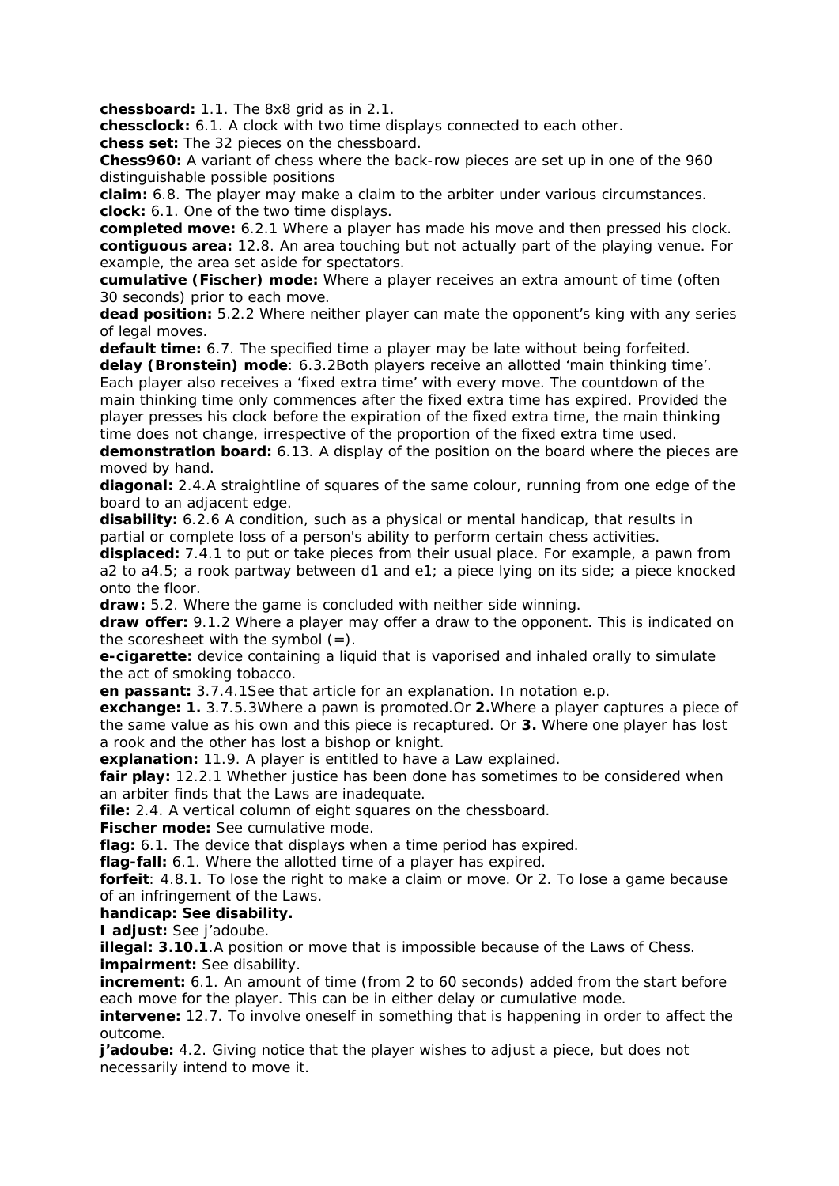**chessboard:** 1.1. The 8x8 grid as in 2.1.
**chessclock:** 6.1. A clock with two time displays connected to each other.
**chess set:** The 32 pieces on the chessboard.
**Chess960:** A variant of chess where the back-row pieces are set up in one of the 960 distinguishable possible positions
**claim:** 6.8. The player may make a claim to the arbiter under various circumstances.
**clock:** 6.1. One of the two time displays.
**completed move:** 6.2.1 Where a player has made his move and then pressed his clock.
**contiguous area:** 12.8. An area touching but not actually part of the playing venue. For example, the area set aside for spectators.
**cumulative (Fischer) mode:** Where a player receives an extra amount of time (often 30 seconds) prior to each move.
**dead position:** 5.2.2 Where neither player can mate the opponent's king with any series of legal moves.
**default time:** 6.7. The specified time a player may be late without being forfeited.
**delay (Bronstein) mode**: 6.3.2Both players receive an allotted 'main thinking time'. Each player also receives a 'fixed extra time' with every move. The countdown of the main thinking time only commences after the fixed extra time has expired. Provided the player presses his clock before the expiration of the fixed extra time, the main thinking time does not change, irrespective of the proportion of the fixed extra time used.
**demonstration board:** 6.13. A display of the position on the board where the pieces are moved by hand.
**diagonal:** 2.4.A straightline of squares of the same colour, running from one edge of the board to an adjacent edge.
**disability:** 6.2.6 A condition, such as a physical or mental handicap, that results in partial or complete loss of a person's ability to perform certain chess activities.
**displaced:** 7.4.1 to put or take pieces from their usual place. For example, a pawn from a2 to a4.5; a rook partway between d1 and e1; a piece lying on its side; a piece knocked onto the floor.
**draw:** 5.2. Where the game is concluded with neither side winning.
**draw offer:** 9.1.2 Where a player may offer a draw to the opponent. This is indicated on the scoresheet with the symbol (=).
**e-cigarette:** device containing a liquid that is vaporised and inhaled orally to simulate the act of smoking tobacco.
**en passant:** 3.7.4.1See that article for an explanation. In notation e.p.
**exchange: 1.** 3.7.5.3Where a pawn is promoted.Or **2.**Where a player captures a piece of the same value as his own and this piece is recaptured. Or **3.** Where one player has lost a rook and the other has lost a bishop or knight.
**explanation:** 11.9. A player is entitled to have a Law explained.
**fair play:** 12.2.1 Whether justice has been done has sometimes to be considered when an arbiter finds that the Laws are inadequate.
**file:** 2.4. A vertical column of eight squares on the chessboard.
**Fischer mode:** See cumulative mode.
**flag:** 6.1. The device that displays when a time period has expired.
**flag-fall:** 6.1. Where the allotted time of a player has expired.
**forfeit**: 4.8.1. To lose the right to make a claim or move. Or 2. To lose a game because of an infringement of the Laws.
**handicap: See disability.**
**I adjust:** See j'adoube.
**illegal: 3.10.1**.A position or move that is impossible because of the Laws of Chess.
**impairment:** See disability.
**increment:** 6.1. An amount of time (from 2 to 60 seconds) added from the start before each move for the player. This can be in either delay or cumulative mode.
**intervene:** 12.7. To involve oneself in something that is happening in order to affect the outcome.
**j'adoube:** 4.2. Giving notice that the player wishes to adjust a piece, but does not necessarily intend to move it.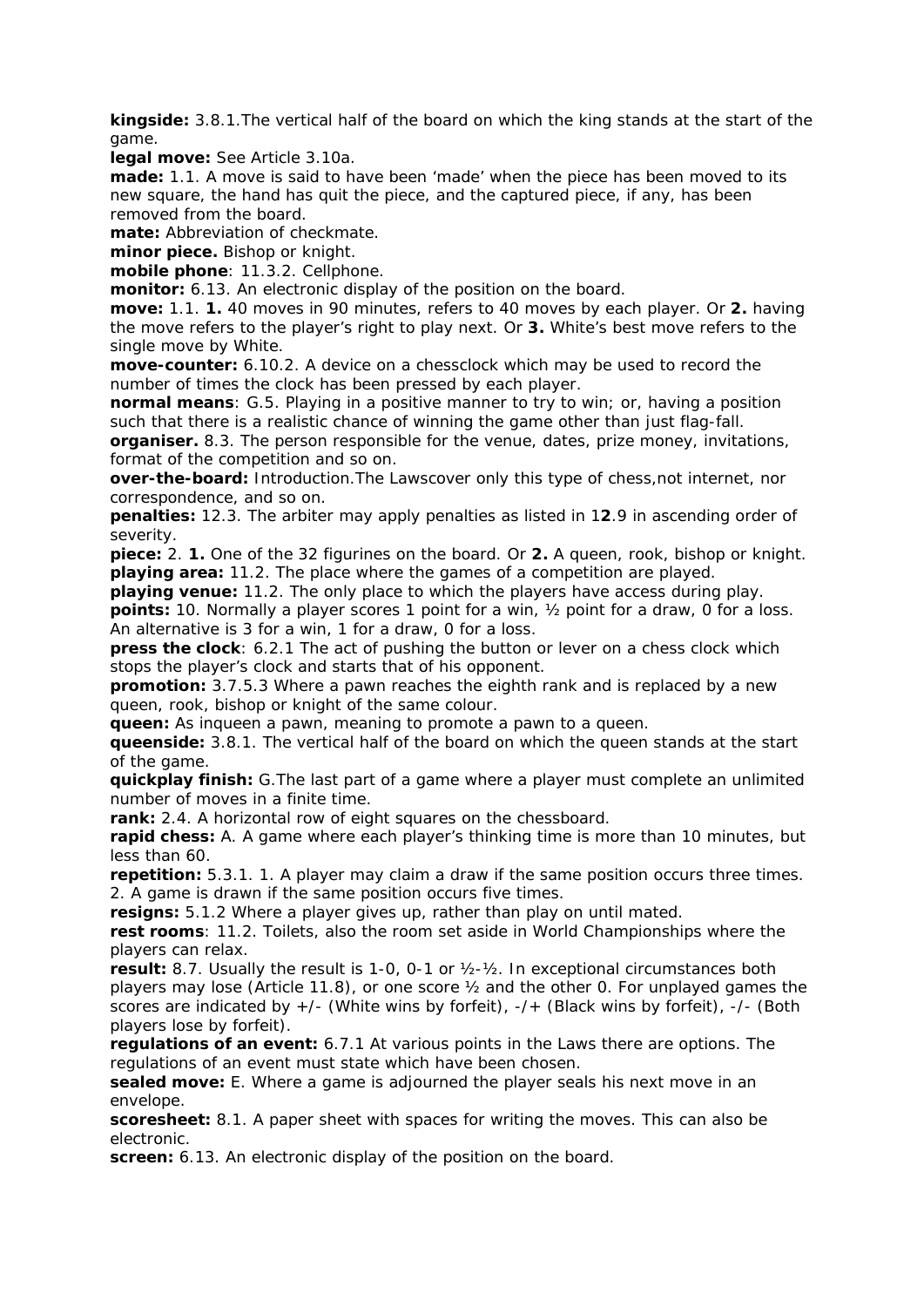**kingside:** 3.8.1.The vertical half of the board on which the king stands at the start of the game.

**legal move:** See Article 3.10a.

**made:** 1.1. A move is said to have been 'made' when the piece has been moved to its new square, the hand has quit the piece, and the captured piece, if any, has been removed from the board.

**mate:** Abbreviation of checkmate.

**minor piece.** Bishop or knight.

**mobile phone**: 11.3.2. Cellphone.

**monitor:** 6.13. An electronic display of the position on the board.

**move:** 1.1. **1.** 40 moves in 90 minutes, refers to 40 moves by each player. Or **2.** having the move refers to the player's right to play next. Or **3.** White's best move refers to the single move by White.

**move-counter:** 6.10.2. A device on a chessclock which may be used to record the number of times the clock has been pressed by each player.

**normal means**: G.5. Playing in a positive manner to try to win; or, having a position such that there is a realistic chance of winning the game other than just flag-fall.

**organiser.** 8.3. The person responsible for the venue, dates, prize money, invitations, format of the competition and so on.

**over-the-board:** Introduction.The Lawscover only this type of chess,not internet, nor correspondence, and so on.

**penalties:** 12.3. The arbiter may apply penalties as listed in 1**2**.9 in ascending order of severity.

**piece:** 2. **1.** One of the 32 figurines on the board. Or **2.** A queen, rook, bishop or knight.

**playing area:** 11.2. The place where the games of a competition are played.

**playing venue:** 11.2. The only place to which the players have access during play.

**points:** 10. Normally a player scores 1 point for a win, ½ point for a draw, 0 for a loss. An alternative is 3 for a win, 1 for a draw, 0 for a loss.

**press the clock**: 6.2.1 The act of pushing the button or lever on a chess clock which stops the player's clock and starts that of his opponent.

**promotion:** 3.7.5.3 Where a pawn reaches the eighth rank and is replaced by a new queen, rook, bishop or knight of the same colour.

**queen:** As inqueen a pawn, meaning to promote a pawn to a queen.

**queenside:** 3.8.1. The vertical half of the board on which the queen stands at the start of the game.

**quickplay finish:** G.The last part of a game where a player must complete an unlimited number of moves in a finite time.

**rank:** 2.4. A horizontal row of eight squares on the chessboard.

**rapid chess:** A. A game where each player's thinking time is more than 10 minutes, but less than 60.

**repetition:** 5.3.1. 1. A player may claim a draw if the same position occurs three times. 2. A game is drawn if the same position occurs five times.

**resigns:** 5.1.2 Where a player gives up, rather than play on until mated.

**rest rooms**: 11.2. Toilets, also the room set aside in World Championships where the players can relax.

**result:** 8.7. Usually the result is 1-0, 0-1 or ½-½. In exceptional circumstances both players may lose (Article 11.8), or one score ½ and the other 0. For unplayed games the scores are indicated by +/- (White wins by forfeit), -/+ (Black wins by forfeit), -/- (Both players lose by forfeit).

**regulations of an event:** 6.7.1 At various points in the Laws there are options. The regulations of an event must state which have been chosen.

**sealed move:** E. Where a game is adjourned the player seals his next move in an envelope.

**scoresheet:** 8.1. A paper sheet with spaces for writing the moves. This can also be electronic.

**screen:** 6.13. An electronic display of the position on the board.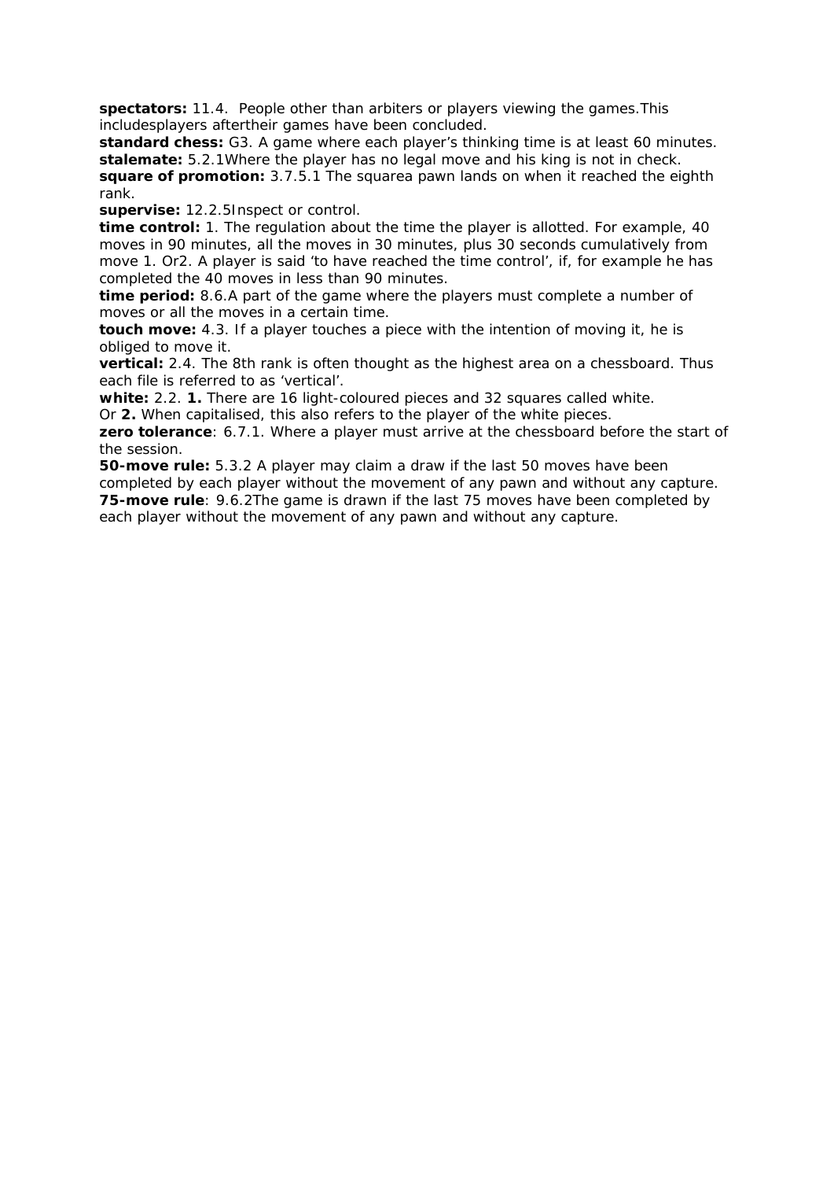**spectators:** 11.4. People other than arbiters or players viewing the games.This includesplayers aftertheir games have been concluded.

**standard chess:** G3. A game where each player's thinking time is at least 60 minutes.

**stalemate:** 5.2.1Where the player has no legal move and his king is not in check.

**square of promotion:** 3.7.5.1 The squarea pawn lands on when it reached the eighth rank.

**supervise:** 12.2.5Inspect or control.

**time control:** 1. The regulation about the time the player is allotted. For example, 40 moves in 90 minutes, all the moves in 30 minutes, plus 30 seconds cumulatively from move 1. Or2. A player is said 'to have reached the time control', if, for example he has completed the 40 moves in less than 90 minutes.

**time period:** 8.6.A part of the game where the players must complete a number of moves or all the moves in a certain time.

**touch move:** 4.3. If a player touches a piece with the intention of moving it, he is obliged to move it.

**vertical:** 2.4. The 8th rank is often thought as the highest area on a chessboard. Thus each file is referred to as 'vertical'.

**white:** 2.2. **1.** There are 16 light-coloured pieces and 32 squares called white.
Or **2.** When capitalised, this also refers to the player of the white pieces.

**zero tolerance**: 6.7.1. Where a player must arrive at the chessboard before the start of the session.

**50-move rule:** 5.3.2 A player may claim a draw if the last 50 moves have been completed by each player without the movement of any pawn and without any capture.

**75-move rule**: 9.6.2The game is drawn if the last 75 moves have been completed by each player without the movement of any pawn and without any capture.